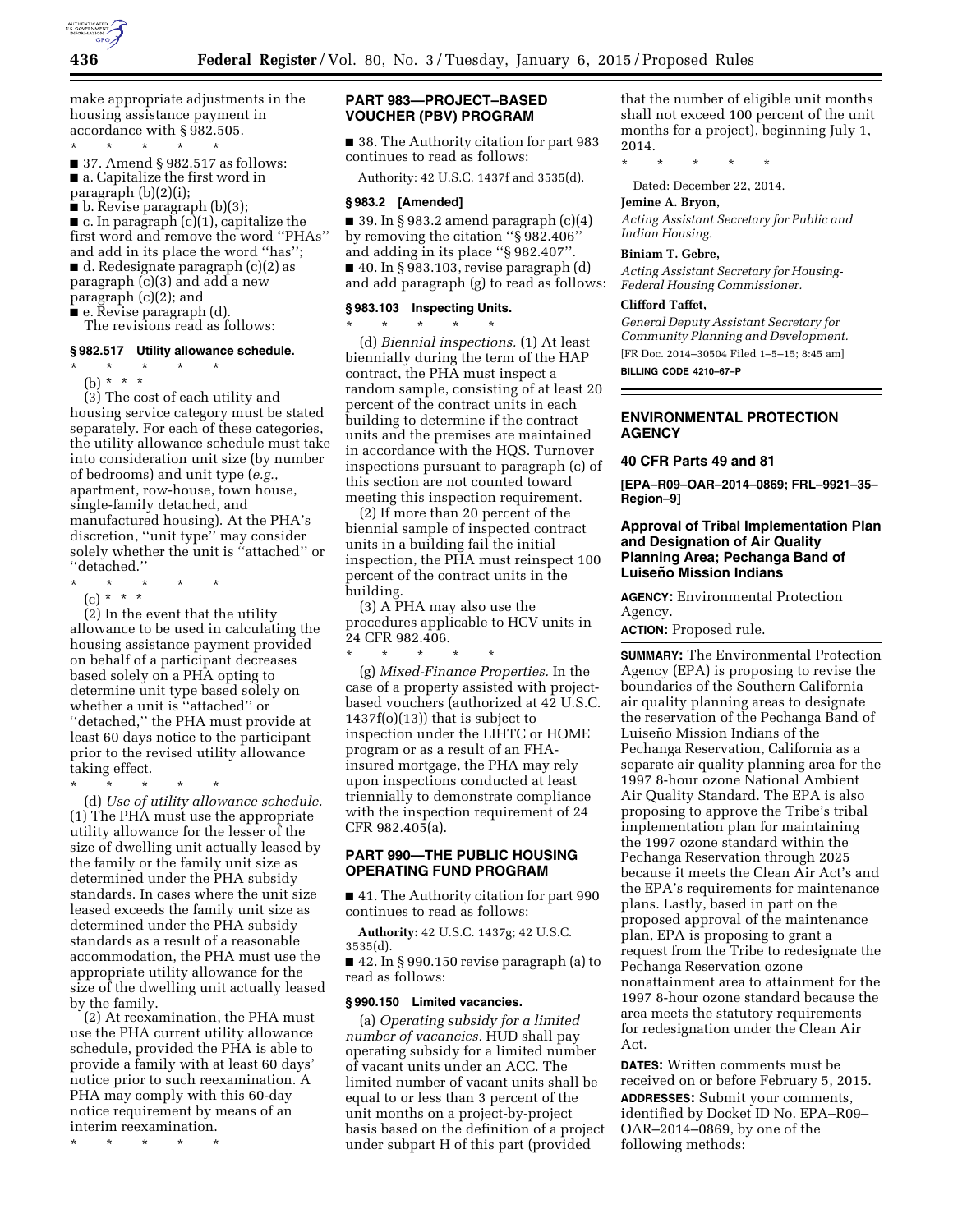make appropriate adjustments in the housing assistance payment in accordance with § 982.505.

\* \* \* \* \*

■ 37. Amend § 982.517 as follows:

■ a. Capitalize the first word in paragraph (b)(2)(i);

■ b. Revise paragraph (b)(3);

■ c. In paragraph (c)(1), capitalize the first word and remove the word ''PHAs'' and add in its place the word ''has'';

■ d. Redesignate paragraph (c)(2) as paragraph (c)(3) and add a new paragraph (c)(2); and

■ e. Revise paragraph (d).

The revisions read as follows:

### § 982.517 Utility allowance schedule.

\* \* \* \* \*

(b) \* \* \*

(3) The cost of each utility and housing service category must be stated separately. For each of these categories, the utility allowance schedule must take into consideration unit size (by number of bedrooms) and unit type (*e.g.,* apartment, row-house, town house, single-family detached, and manufactured housing). At the PHA's discretion, ''unit type'' may consider solely whether the unit is ''attached'' or ''detached.''

\* \* \* \* \*

(c) \* \* \*

(2) In the event that the utility allowance to be used in calculating the housing assistance payment provided on behalf of a participant decreases based solely on a PHA opting to determine unit type based solely on whether a unit is ''attached'' or ''detached,'' the PHA must provide at least 60 days notice to the participant prior to the revised utility allowance taking effect.

\* \* \* \* \*

(d) *Use of utility allowance schedule.* (1) The PHA must use the appropriate utility allowance for the lesser of the size of dwelling unit actually leased by the family or the family unit size as determined under the PHA subsidy standards. In cases where the unit size leased exceeds the family unit size as determined under the PHA subsidy standards as a result of a reasonable accommodation, the PHA must use the appropriate utility allowance for the size of the dwelling unit actually leased by the family.

(2) At reexamination, the PHA must use the PHA current utility allowance schedule, provided the PHA is able to provide a family with at least 60 days' notice prior to such reexamination. A PHA may comply with this 60-day notice requirement by means of an interim reexamination.

\* \* \* \* \*

## PART 983—PROJECT–BASED VOUCHER (PBV) PROGRAM

■ 38. The Authority citation for part 983 continues to read as follows:

Authority: 42 U.S.C. 1437f and 3535(d).

### § 983.2 [Amended]

■ 39. In § 983.2 amend paragraph (c)(4) by removing the citation ''§ 982.406'' and adding in its place ''§ 982.407''.

■ 40. In § 983.103, revise paragraph (d) and add paragraph (g) to read as follows:

### § 983.103 Inspecting Units.

\* \* \* \* \*

(d) *Biennial inspections.* (1) At least biennially during the term of the HAP contract, the PHA must inspect a random sample, consisting of at least 20 percent of the contract units in each building to determine if the contract units and the premises are maintained in accordance with the HQS. Turnover inspections pursuant to paragraph (c) of this section are not counted toward meeting this inspection requirement.

(2) If more than 20 percent of the biennial sample of inspected contract units in a building fail the initial inspection, the PHA must reinspect 100 percent of the contract units in the building.

(3) A PHA may also use the procedures applicable to HCV units in 24 CFR 982.406.

\* \* \* \* \*

(g) *Mixed-Finance Properties.* In the case of a property assisted with project-based vouchers (authorized at 42 U.S.C. 1437f(o)(13)) that is subject to inspection under the LIHTC or HOME program or as a result of an FHA-insured mortgage, the PHA may rely upon inspections conducted at least triennially to demonstrate compliance with the inspection requirement of 24 CFR 982.405(a).

## PART 990—THE PUBLIC HOUSING OPERATING FUND PROGRAM

■ 41. The Authority citation for part 990 continues to read as follows:

**Authority:** 42 U.S.C. 1437g; 42 U.S.C. 3535(d).

■ 42. In § 990.150 revise paragraph (a) to read as follows:

### § 990.150 Limited vacancies.

(a) *Operating subsidy for a limited number of vacancies.* HUD shall pay operating subsidy for a limited number of vacant units under an ACC. The limited number of vacant units shall be equal to or less than 3 percent of the unit months on a project-by-project basis based on the definition of a project under subpart H of this part (provided that the number of eligible unit months shall not exceed 100 percent of the unit months for a project), beginning July 1, 2014.

\* \* \* \* \*

Dated: December 22, 2014.

**Jemine A. Bryon,**

*Acting Assistant Secretary for Public and Indian Housing.*

**Biniam T. Gebre,**

*Acting Assistant Secretary for Housing-Federal Housing Commissioner.*

**Clifford Taffet,**

*General Deputy Assistant Secretary for Community Planning and Development.*

[FR Doc. 2014–30504 Filed 1–5–15; 8:45 am]

**BILLING CODE 4210–67–P**

## ENVIRONMENTAL PROTECTION AGENCY

### 40 CFR Parts 49 and 81

**[EPA–R09–OAR–2014–0869; FRL–9921–35–Region–9]**

### Approval of Tribal Implementation Plan and Designation of Air Quality Planning Area; Pechanga Band of Luiseño Mission Indians

**AGENCY:** Environmental Protection Agency.

**ACTION:** Proposed rule.

**SUMMARY:** The Environmental Protection Agency (EPA) is proposing to revise the boundaries of the Southern California air quality planning areas to designate the reservation of the Pechanga Band of Luiseño Mission Indians of the Pechanga Reservation, California as a separate air quality planning area for the 1997 8-hour ozone National Ambient Air Quality Standard. The EPA is also proposing to approve the Tribe's tribal implementation plan for maintaining the 1997 ozone standard within the Pechanga Reservation through 2025 because it meets the Clean Air Act's and the EPA's requirements for maintenance plans. Lastly, based in part on the proposed approval of the maintenance plan, EPA is proposing to grant a request from the Tribe to redesignate the Pechanga Reservation ozone nonattainment area to attainment for the 1997 8-hour ozone standard because the area meets the statutory requirements for redesignation under the Clean Air Act.

**DATES:** Written comments must be received on or before February 5, 2015.

**ADDRESSES:** Submit your comments, identified by Docket ID No. EPA–R09–OAR–2014–0869, by one of the following methods: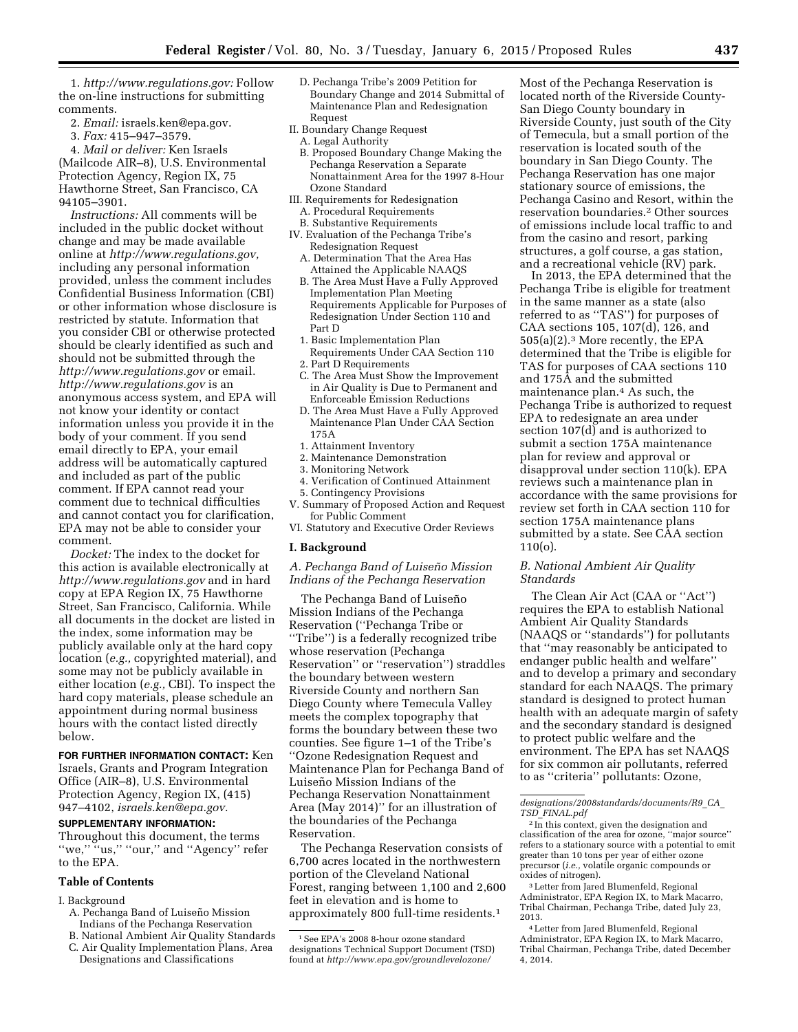1. *http://www.regulations.gov:* Follow the on-line instructions for submitting comments.

2. *Email:* israels.ken@epa.gov.

3. *Fax:* 415–947–3579.

4. *Mail or deliver:* Ken Israels (Mailcode AIR–8), U.S. Environmental Protection Agency, Region IX, 75 Hawthorne Street, San Francisco, CA 94105–3901.

*Instructions:* All comments will be included in the public docket without change and may be made available online at *http://www.regulations.gov,* including any personal information provided, unless the comment includes Confidential Business Information (CBI) or other information whose disclosure is restricted by statute. Information that you consider CBI or otherwise protected should be clearly identified as such and should not be submitted through the *http://www.regulations.gov* or email. *http://www.regulations.gov* is an anonymous access system, and EPA will not know your identity or contact information unless you provide it in the body of your comment. If you send email directly to EPA, your email address will be automatically captured and included as part of the public comment. If EPA cannot read your comment due to technical difficulties and cannot contact you for clarification, EPA may not be able to consider your comment.

*Docket:* The index to the docket for this action is available electronically at *http://www.regulations.gov* and in hard copy at EPA Region IX, 75 Hawthorne Street, San Francisco, California. While all documents in the docket are listed in the index, some information may be publicly available only at the hard copy location (*e.g.,* copyrighted material), and some may not be publicly available in either location (*e.g.,* CBI). To inspect the hard copy materials, please schedule an appointment during normal business hours with the contact listed directly below.

**FOR FURTHER INFORMATION CONTACT:** Ken Israels, Grants and Program Integration Office (AIR–8), U.S. Environmental Protection Agency, Region IX, (415) 947–4102, *israels.ken@epa.gov.*

**SUPPLEMENTARY INFORMATION:** Throughout this document, the terms "we," "us," "our," and "Agency" refer to the EPA.

**Table of Contents**

I. Background
- A. Pechanga Band of Luiseño Mission Indians of the Pechanga Reservation
- B. National Ambient Air Quality Standards
- C. Air Quality Implementation Plans, Area Designations and Classifications
- D. Pechanga Tribe's 2009 Petition for Boundary Change and 2014 Submittal of Maintenance Plan and Redesignation Request

II. Boundary Change Request
- A. Legal Authority
- B. Proposed Boundary Change Making the Pechanga Reservation a Separate Nonattainment Area for the 1997 8-Hour Ozone Standard

III. Requirements for Redesignation
- A. Procedural Requirements
- B. Substantive Requirements

IV. Evaluation of the Pechanga Tribe's Redesignation Request
- A. Determination That the Area Has Attained the Applicable NAAQS
- B. The Area Must Have a Fully Approved Implementation Plan Meeting Requirements Applicable for Purposes of Redesignation Under Section 110 and Part D
  - 1. Basic Implementation Plan Requirements Under CAA Section 110
  - 2. Part D Requirements
- C. The Area Must Show the Improvement in Air Quality is Due to Permanent and Enforceable Emission Reductions
- D. The Area Must Have a Fully Approved Maintenance Plan Under CAA Section 175A
  - 1. Attainment Inventory
  - 2. Maintenance Demonstration
  - 3. Monitoring Network
  - 4. Verification of Continued Attainment
  - 5. Contingency Provisions

V. Summary of Proposed Action and Request for Public Comment

VI. Statutory and Executive Order Reviews

## I. Background

### A. Pechanga Band of Luiseño Mission Indians of the Pechanga Reservation

The Pechanga Band of Luiseño Mission Indians of the Pechanga Reservation ("Pechanga Tribe or "Tribe") is a federally recognized tribe whose reservation (Pechanga Reservation" or "reservation") straddles the boundary between western Riverside County and northern San Diego County where Temecula Valley meets the complex topography that forms the boundary between these two counties. See figure 1–1 of the Tribe's "Ozone Redesignation Request and Maintenance Plan for Pechanga Band of Luiseño Mission Indians of the Pechanga Reservation Nonattainment Area (May 2014)" for an illustration of the boundaries of the Pechanga Reservation.

The Pechanga Reservation consists of 6,700 acres located in the northwestern portion of the Cleveland National Forest, ranging between 1,100 and 2,600 feet in elevation and is home to approximately 800 full-time residents.[1] Most of the Pechanga Reservation is located north of the Riverside County-San Diego County boundary in Riverside County, just south of the City of Temecula, but a small portion of the reservation is located south of the boundary in San Diego County. The Pechanga Reservation has one major stationary source of emissions, the Pechanga Casino and Resort, within the reservation boundaries.[2] Other sources of emissions include local traffic to and from the casino and resort, parking structures, a golf course, a gas station, and a recreational vehicle (RV) park.

In 2013, the EPA determined that the Pechanga Tribe is eligible for treatment in the same manner as a state (also referred to as "TAS") for purposes of CAA sections 105, 107(d), 126, and 505(a)(2).[3] More recently, the EPA determined that the Tribe is eligible for TAS for purposes of CAA sections 110 and 175A and the submitted maintenance plan.[4] As such, the Pechanga Tribe is authorized to request EPA to redesignate an area under section 107(d) and is authorized to submit a section 175A maintenance plan for review and approval or disapproval under section 110(k). EPA reviews such a maintenance plan in accordance with the same provisions for review set forth in CAA section 110 for section 175A maintenance plans submitted by a state. See CAA section 110(o).

### B. National Ambient Air Quality Standards

The Clean Air Act (CAA or "Act") requires the EPA to establish National Ambient Air Quality Standards (NAAQS or "standards") for pollutants that "may reasonably be anticipated to endanger public health and welfare" and to develop a primary and secondary standard for each NAAQS. The primary standard is designed to protect human health with an adequate margin of safety and the secondary standard is designed to protect public welfare and the environment. The EPA has set NAAQS for six common air pollutants, referred to as "criteria" pollutants: Ozone,

---

[1] See EPA's 2008 8-hour ozone standard designations Technical Support Document (TSD) found at *http://www.epa.gov/groundlevelozone/designations/2008standards/documents/R9_CA_TSD_FINAL.pdf*

[2] In this context, given the designation and classification of the area for ozone, "major source" refers to a stationary source with a potential to emit greater than 10 tons per year of either ozone precursor (*i.e.,* volatile organic compounds or oxides of nitrogen).

[3] Letter from Jared Blumenfeld, Regional Administrator, EPA Region IX, to Mark Macarro, Tribal Chairman, Pechanga Tribe, dated July 23, 2013.

[4] Letter from Jared Blumenfeld, Regional Administrator, EPA Region IX, to Mark Macarro, Tribal Chairman, Pechanga Tribe, dated December 4, 2014.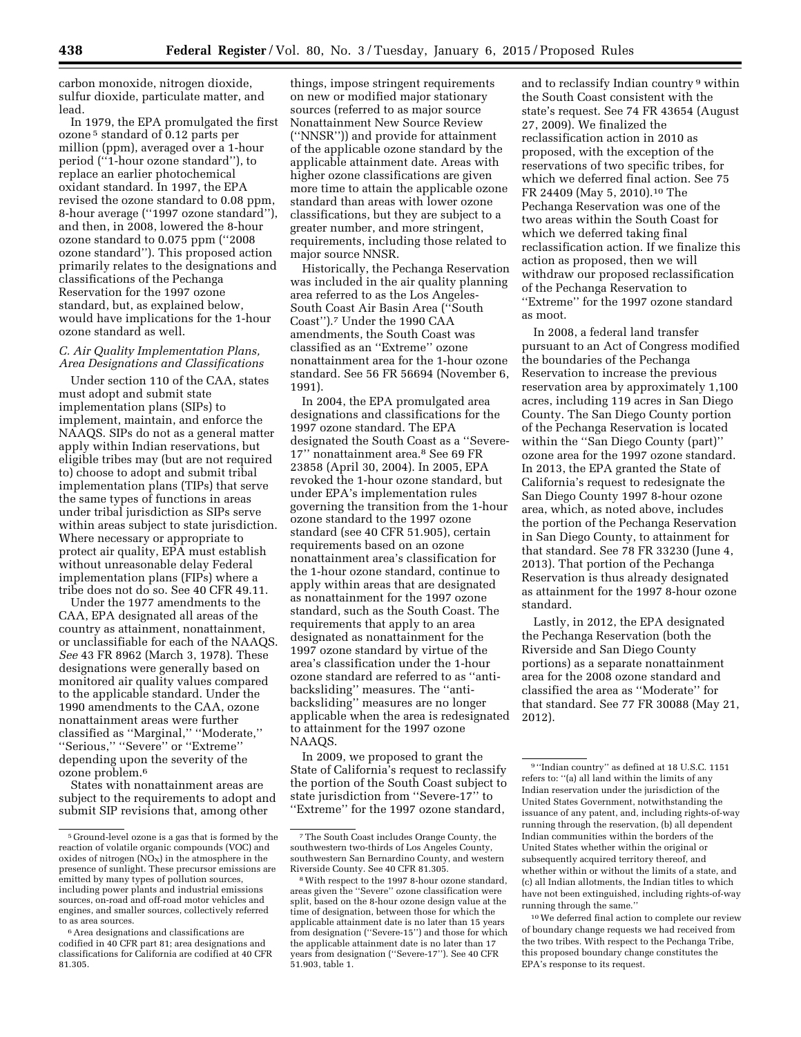carbon monoxide, nitrogen dioxide, sulfur dioxide, particulate matter, and lead.

In 1979, the EPA promulgated the first ozone[5] standard of 0.12 parts per million (ppm), averaged over a 1-hour period (''1-hour ozone standard''), to replace an earlier photochemical oxidant standard. In 1997, the EPA revised the ozone standard to 0.08 ppm, 8-hour average (''1997 ozone standard''), and then, in 2008, lowered the 8-hour ozone standard to 0.075 ppm (''2008 ozone standard''). This proposed action primarily relates to the designations and classifications of the Pechanga Reservation for the 1997 ozone standard, but, as explained below, would have implications for the 1-hour ozone standard as well.

### *C. Air Quality Implementation Plans, Area Designations and Classifications*

Under section 110 of the CAA, states must adopt and submit state implementation plans (SIPs) to implement, maintain, and enforce the NAAQS. SIPs do not as a general matter apply within Indian reservations, but eligible tribes may (but are not required to) choose to adopt and submit tribal implementation plans (TIPs) that serve the same types of functions in areas under tribal jurisdiction as SIPs serve within areas subject to state jurisdiction. Where necessary or appropriate to protect air quality, EPA must establish without unreasonable delay Federal implementation plans (FIPs) where a tribe does not do so. See 40 CFR 49.11.

Under the 1977 amendments to the CAA, EPA designated all areas of the country as attainment, nonattainment, or unclassifiable for each of the NAAQS. *See* 43 FR 8962 (March 3, 1978). These designations were generally based on monitored air quality values compared to the applicable standard. Under the 1990 amendments to the CAA, ozone nonattainment areas were further classified as ''Marginal,'' ''Moderate,'' ''Serious,'' ''Severe'' or ''Extreme'' depending upon the severity of the ozone problem.[6]

States with nonattainment areas are subject to the requirements to adopt and submit SIP revisions that, among other things, impose stringent requirements on new or modified major stationary sources (referred to as major source Nonattainment New Source Review (''NNSR'')) and provide for attainment of the applicable ozone standard by the applicable attainment date. Areas with higher ozone classifications are given more time to attain the applicable ozone standard than areas with lower ozone classifications, but they are subject to a greater number, and more stringent, requirements, including those related to major source NNSR.

Historically, the Pechanga Reservation was included in the air quality planning area referred to as the Los Angeles-South Coast Air Basin Area (''South Coast'').[7] Under the 1990 CAA amendments, the South Coast was classified as an ''Extreme'' ozone nonattainment area for the 1-hour ozone standard. See 56 FR 56694 (November 6, 1991).

In 2004, the EPA promulgated area designations and classifications for the 1997 ozone standard. The EPA designated the South Coast as a ''Severe-17'' nonattainment area.[8] See 69 FR 23858 (April 30, 2004). In 2005, EPA revoked the 1-hour ozone standard, but under EPA's implementation rules governing the transition from the 1-hour ozone standard to the 1997 ozone standard (see 40 CFR 51.905), certain requirements based on an ozone nonattainment area's classification for the 1-hour ozone standard, continue to apply within areas that are designated as nonattainment for the 1997 ozone standard, such as the South Coast. The requirements that apply to an area designated as nonattainment for the 1997 ozone standard by virtue of the area's classification under the 1-hour ozone standard are referred to as ''anti-backsliding'' measures. The ''anti-backsliding'' measures are no longer applicable when the area is redesignated to attainment for the 1997 ozone NAAQS.

In 2009, we proposed to grant the State of California's request to reclassify the portion of the South Coast subject to state jurisdiction from ''Severe-17'' to ''Extreme'' for the 1997 ozone standard, and to reclassify Indian country[9] within the South Coast consistent with the state's request. See 74 FR 43654 (August 27, 2009). We finalized the reclassification action in 2010 as proposed, with the exception of the reservations of two specific tribes, for which we deferred final action. See 75 FR 24409 (May 5, 2010).[10] The Pechanga Reservation was one of the two areas within the South Coast for which we deferred taking final reclassification action. If we finalize this action as proposed, then we will withdraw our proposed reclassification of the Pechanga Reservation to ''Extreme'' for the 1997 ozone standard as moot.

In 2008, a federal land transfer pursuant to an Act of Congress modified the boundaries of the Pechanga Reservation to increase the previous reservation area by approximately 1,100 acres, including 119 acres in San Diego County. The San Diego County portion of the Pechanga Reservation is located within the ''San Diego County (part)'' ozone area for the 1997 ozone standard. In 2013, the EPA granted the State of California's request to redesignate the San Diego County 1997 8-hour ozone area, which, as noted above, includes the portion of the Pechanga Reservation in San Diego County, to attainment for that standard. See 78 FR 33230 (June 4, 2013). That portion of the Pechanga Reservation is thus already designated as attainment for the 1997 8-hour ozone standard.

Lastly, in 2012, the EPA designated the Pechanga Reservation (both the Riverside and San Diego County portions) as a separate nonattainment area for the 2008 ozone standard and classified the area as ''Moderate'' for that standard. See 77 FR 30088 (May 21, 2012).

---

[5] Ground-level ozone is a gas that is formed by the reaction of volatile organic compounds (VOC) and oxides of nitrogen ($NO_X$) in the atmosphere in the presence of sunlight. These precursor emissions are emitted by many types of pollution sources, including power plants and industrial emissions sources, on-road and off-road motor vehicles and engines, and smaller sources, collectively referred to as area sources.

[6] Area designations and classifications are codified in 40 CFR part 81; area designations and classifications for California are codified at 40 CFR 81.305.

[7] The South Coast includes Orange County, the southwestern two-thirds of Los Angeles County, southwestern San Bernardino County, and western Riverside County. See 40 CFR 81.305.

[8] With respect to the 1997 8-hour ozone standard, areas given the ''Severe'' ozone classification were split, based on the 8-hour ozone design value at the time of designation, between those for which the applicable attainment date is no later than 15 years from designation (''Severe-15'') and those for which the applicable attainment date is no later than 17 years from designation (''Severe-17''). See 40 CFR 51.903, table 1.

[9] ''Indian country'' as defined at 18 U.S.C. 1151 refers to: ''(a) all land within the limits of any Indian reservation under the jurisdiction of the United States Government, notwithstanding the issuance of any patent, and, including rights-of-way running through the reservation, (b) all dependent Indian communities within the borders of the United States whether within the original or subsequently acquired territory thereof, and whether within or without the limits of a state, and (c) all Indian allotments, the Indian titles to which have not been extinguished, including rights-of-way running through the same.''

[10] We deferred final action to complete our review of boundary change requests we had received from the two tribes. With respect to the Pechanga Tribe, this proposed boundary change constitutes the EPA's response to its request.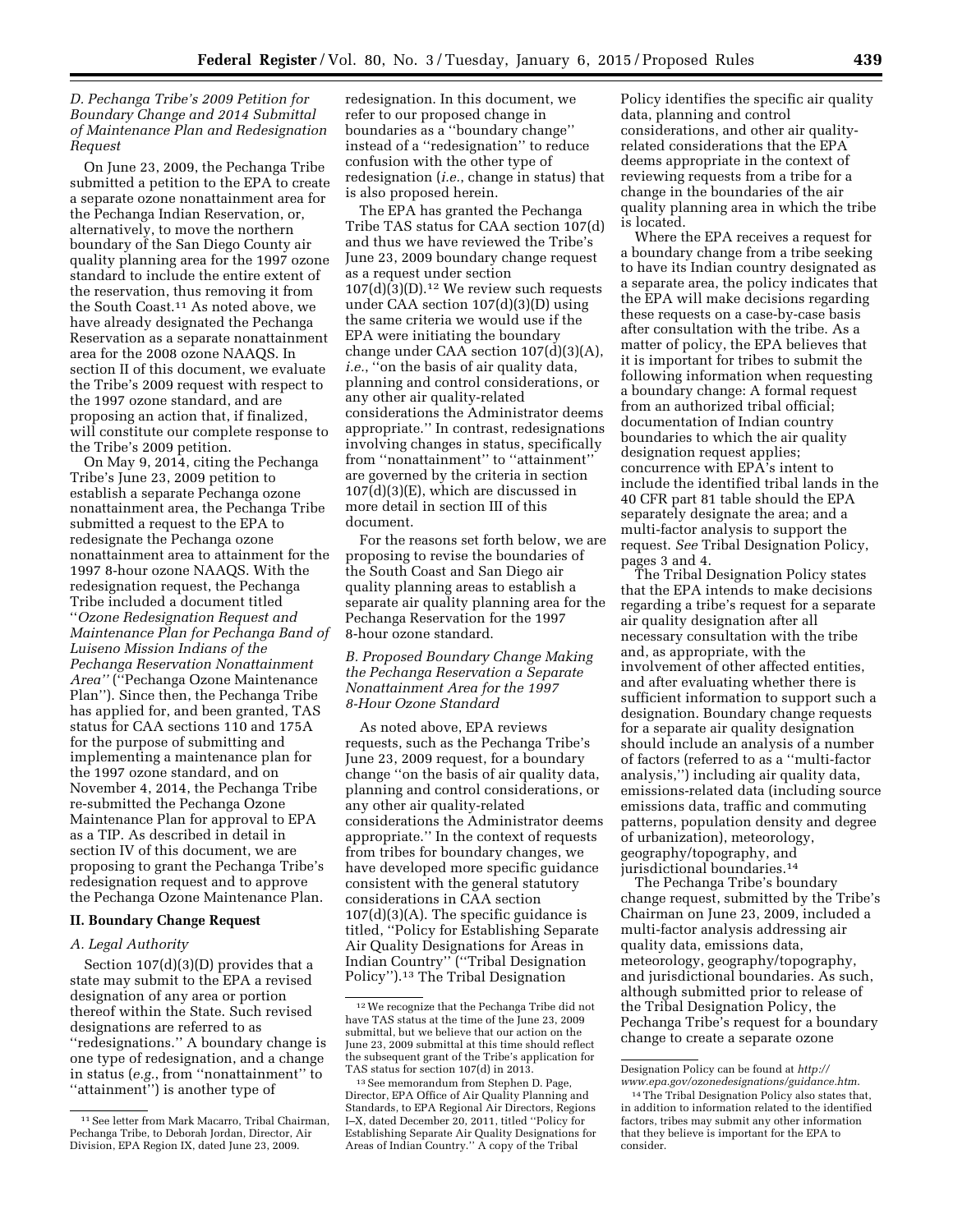### D. Pechanga Tribe's 2009 Petition for Boundary Change and 2014 Submittal of Maintenance Plan and Redesignation Request

On June 23, 2009, the Pechanga Tribe submitted a petition to the EPA to create a separate ozone nonattainment area for the Pechanga Indian Reservation, or, alternatively, to move the northern boundary of the San Diego County air quality planning area for the 1997 ozone standard to include the entire extent of the reservation, thus removing it from the South Coast.[11] As noted above, we have already designated the Pechanga Reservation as a separate nonattainment area for the 2008 ozone NAAQS. In section II of this document, we evaluate the Tribe's 2009 request with respect to the 1997 ozone standard, and are proposing an action that, if finalized, will constitute our complete response to the Tribe's 2009 petition.

On May 9, 2014, citing the Pechanga Tribe's June 23, 2009 petition to establish a separate Pechanga ozone nonattainment area, the Pechanga Tribe submitted a request to the EPA to redesignate the Pechanga ozone nonattainment area to attainment for the 1997 8-hour ozone NAAQS. With the redesignation request, the Pechanga Tribe included a document titled "*Ozone Redesignation Request and Maintenance Plan for Pechanga Band of Luiseno Mission Indians of the Pechanga Reservation Nonattainment Area*" ("Pechanga Ozone Maintenance Plan"). Since then, the Pechanga Tribe has applied for, and been granted, TAS status for CAA sections 110 and 175A for the purpose of submitting and implementing a maintenance plan for the 1997 ozone standard, and on November 4, 2014, the Pechanga Tribe re-submitted the Pechanga Ozone Maintenance Plan for approval to EPA as a TIP. As described in detail in section IV of this document, we are proposing to grant the Pechanga Tribe's redesignation request and to approve the Pechanga Ozone Maintenance Plan.

## II. Boundary Change Request

### A. Legal Authority

Section 107(d)(3)(D) provides that a state may submit to the EPA a revised designation of any area or portion thereof within the State. Such revised designations are referred to as "redesignations." A boundary change is one type of redesignation, and a change in status (*e.g.*, from "nonattainment" to "attainment") is another type of redesignation. In this document, we refer to our proposed change in boundaries as a "boundary change" instead of a "redesignation" to reduce confusion with the other type of redesignation (*i.e.*, change in status) that is also proposed herein.

The EPA has granted the Pechanga Tribe TAS status for CAA section 107(d) and thus we have reviewed the Tribe's June 23, 2009 boundary change request as a request under section 107(d)(3)(D).[12] We review such requests under CAA section 107(d)(3)(D) using the same criteria we would use if the EPA were initiating the boundary change under CAA section 107(d)(3)(A), *i.e.*, "on the basis of air quality data, planning and control considerations, or any other air quality-related considerations the Administrator deems appropriate." In contrast, redesignations involving changes in status, specifically from "nonattainment" to "attainment" are governed by the criteria in section 107(d)(3)(E), which are discussed in more detail in section III of this document.

For the reasons set forth below, we are proposing to revise the boundaries of the South Coast and San Diego air quality planning areas to establish a separate air quality planning area for the Pechanga Reservation for the 1997 8-hour ozone standard.

### B. Proposed Boundary Change Making the Pechanga Reservation a Separate Nonattainment Area for the 1997 8-Hour Ozone Standard

As noted above, EPA reviews requests, such as the Pechanga Tribe's June 23, 2009 request, for a boundary change "on the basis of air quality data, planning and control considerations, or any other air quality-related considerations the Administrator deems appropriate." In the context of requests from tribes for boundary changes, we have developed more specific guidance consistent with the general statutory considerations in CAA section 107(d)(3)(A). The specific guidance is titled, "Policy for Establishing Separate Air Quality Designations for Areas in Indian Country" ("Tribal Designation Policy").[13] The Tribal Designation Policy identifies the specific air quality data, planning and control considerations, and other air quality-related considerations that the EPA deems appropriate in the context of reviewing requests from a tribe for a change in the boundaries of the air quality planning area in which the tribe is located.

Where the EPA receives a request for a boundary change from a tribe seeking to have its Indian country designated as a separate area, the policy indicates that the EPA will make decisions regarding these requests on a case-by-case basis after consultation with the tribe. As a matter of policy, the EPA believes that it is important for tribes to submit the following information when requesting a boundary change: A formal request from an authorized tribal official; documentation of Indian country boundaries to which the air quality designation request applies; concurrence with EPA's intent to include the identified tribal lands in the 40 CFR part 81 table should the EPA separately designate the area; and a multi-factor analysis to support the request. *See* Tribal Designation Policy, pages 3 and 4.

The Tribal Designation Policy states that the EPA intends to make decisions regarding a tribe's request for a separate air quality designation after all necessary consultation with the tribe and, as appropriate, with the involvement of other affected entities, and after evaluating whether there is sufficient information to support such a designation. Boundary change requests for a separate air quality designation should include an analysis of a number of factors (referred to as a "multi-factor analysis,") including air quality data, emissions-related data (including source emissions data, traffic and commuting patterns, population density and degree of urbanization), meteorology, geography/topography, and jurisdictional boundaries.[14]

The Pechanga Tribe's boundary change request, submitted by the Tribe's Chairman on June 23, 2009, included a multi-factor analysis addressing air quality data, emissions data, meteorology, geography/topography, and jurisdictional boundaries. As such, although submitted prior to release of the Tribal Designation Policy, the Pechanga Tribe's request for a boundary change to create a separate ozone

---

[11] See letter from Mark Macarro, Tribal Chairman, Pechanga Tribe, to Deborah Jordan, Director, Air Division, EPA Region IX, dated June 23, 2009.

[12] We recognize that the Pechanga Tribe did not have TAS status at the time of the June 23, 2009 submittal, but we believe that our action on the June 23, 2009 submittal at this time should reflect the subsequent grant of the Tribe's application for TAS status for section 107(d) in 2013.

[13] See memorandum from Stephen D. Page, Director, EPA Office of Air Quality Planning and Standards, to EPA Regional Air Directors, Regions I–X, dated December 20, 2011, titled "Policy for Establishing Separate Air Quality Designations for Areas of Indian Country." A copy of the Tribal Designation Policy can be found at *http://www.epa.gov/ozonedesignations/guidance.htm.*

[14] The Tribal Designation Policy also states that, in addition to information related to the identified factors, tribes may submit any other information that they believe is important for the EPA to consider.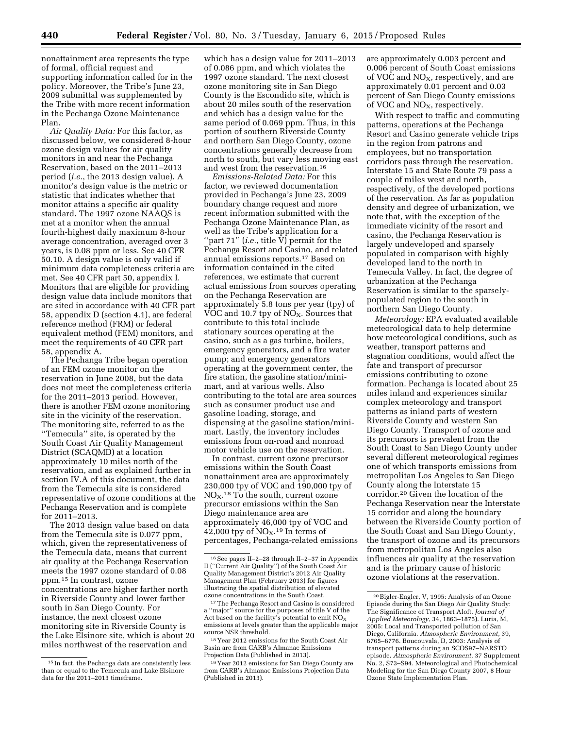nonattainment area represents the type of formal, official request and supporting information called for in the policy. Moreover, the Tribe's June 23, 2009 submittal was supplemented by the Tribe with more recent information in the Pechanga Ozone Maintenance Plan.

*Air Quality Data:* For this factor, as discussed below, we considered 8-hour ozone design values for air quality monitors in and near the Pechanga Reservation, based on the 2011–2013 period (*i.e.*, the 2013 design value). A monitor's design value is the metric or statistic that indicates whether that monitor attains a specific air quality standard. The 1997 ozone NAAQS is met at a monitor when the annual fourth-highest daily maximum 8-hour average concentration, averaged over 3 years, is 0.08 ppm or less. See 40 CFR 50.10. A design value is only valid if minimum data completeness criteria are met. See 40 CFR part 50, appendix I. Monitors that are eligible for providing design value data include monitors that are sited in accordance with 40 CFR part 58, appendix D (section 4.1), are federal reference method (FRM) or federal equivalent method (FEM) monitors, and meet the requirements of 40 CFR part 58, appendix A.

The Pechanga Tribe began operation of an FEM ozone monitor on the reservation in June 2008, but the data does not meet the completeness criteria for the 2011–2013 period. However, there is another FEM ozone monitoring site in the vicinity of the reservation. The monitoring site, referred to as the "Temecula" site, is operated by the South Coast Air Quality Management District (SCAQMD) at a location approximately 10 miles north of the reservation, and as explained further in section IV.A of this document, the data from the Temecula site is considered representative of ozone conditions at the Pechanga Reservation and is complete for 2011–2013.

The 2013 design value based on data from the Temecula site is 0.077 ppm, which, given the representativeness of the Temecula data, means that current air quality at the Pechanga Reservation meets the 1997 ozone standard of 0.08 ppm.[15] In contrast, ozone concentrations are higher farther north in Riverside County and lower farther south in San Diego County. For instance, the next closest ozone monitoring site in Riverside County is the Lake Elsinore site, which is about 20 miles northwest of the reservation and which has a design value for 2011–2013 of 0.086 ppm, and which violates the 1997 ozone standard. The next closest ozone monitoring site in San Diego County is the Escondido site, which is about 20 miles south of the reservation and which has a design value for the same period of 0.069 ppm. Thus, in this portion of southern Riverside County and northern San Diego County, ozone concentrations generally decrease from north to south, but vary less moving east and west from the reservation.[16]

*Emissions-Related Data:* For this factor, we reviewed documentation provided in Pechanga's June 23, 2009 boundary change request and more recent information submitted with the Pechanga Ozone Maintenance Plan, as well as the Tribe's application for a "part 71" (*i.e.*, title V) permit for the Pechanga Resort and Casino, and related annual emissions reports.[17] Based on information contained in the cited references, we estimate that current actual emissions from sources operating on the Pechanga Reservation are approximately 5.8 tons per year (tpy) of VOC and 10.7 tpy of $NO_X$. Sources that contribute to this total include stationary sources operating at the casino, such as a gas turbine, boilers, emergency generators, and a fire water pump; and emergency generators operating at the government center, the fire station, the gasoline station/mini-mart, and at various wells. Also contributing to the total are area sources such as consumer product use and gasoline loading, storage, and dispensing at the gasoline station/mini-mart. Lastly, the inventory includes emissions from on-road and nonroad motor vehicle use on the reservation.

In contrast, current ozone precursor emissions within the South Coast nonattainment area are approximately 230,000 tpy of VOC and 190,000 tpy of $NO_X$.[18] To the south, current ozone precursor emissions within the San Diego maintenance area are approximately 46,000 tpy of VOC and 42,000 tpy of $NO_X$.[19] In terms of percentages, Pechanga-related emissions are approximately 0.003 percent and 0.006 percent of South Coast emissions of VOC and $NO_X$, respectively, and are approximately 0.01 percent and 0.03 percent of San Diego County emissions of VOC and $NO_X$, respectively.

With respect to traffic and commuting patterns, operations at the Pechanga Resort and Casino generate vehicle trips in the region from patrons and employees, but no transportation corridors pass through the reservation. Interstate 15 and State Route 79 pass a couple of miles west and north, respectively, of the developed portions of the reservation. As far as population density and degree of urbanization, we note that, with the exception of the immediate vicinity of the resort and casino, the Pechanga Reservation is largely undeveloped and sparsely populated in comparison with highly developed land to the north in Temecula Valley. In fact, the degree of urbanization at the Pechanga Reservation is similar to the sparsely-populated region to the south in northern San Diego County.

*Meteorology:* EPA evaluated available meteorological data to help determine how meteorological conditions, such as weather, transport patterns and stagnation conditions, would affect the fate and transport of precursor emissions contributing to ozone formation. Pechanga is located about 25 miles inland and experiences similar complex meteorology and transport patterns as inland parts of western Riverside County and western San Diego County. Transport of ozone and its precursors is prevalent from the South Coast to San Diego County under several different meteorological regimes one of which transports emissions from metropolitan Los Angeles to San Diego County along the Interstate 15 corridor.[20] Given the location of the Pechanga Reservation near the Interstate 15 corridor and along the boundary between the Riverside County portion of the South Coast and San Diego County, the transport of ozone and its precursors from metropolitan Los Angeles also influences air quality at the reservation and is the primary cause of historic ozone violations at the reservation.

---

[15] In fact, the Pechanga data are consistently less than or equal to the Temecula and Lake Elsinore data for the 2011–2013 timeframe.

[16] See pages II–2–28 through II–2–37 in Appendix II ("Current Air Quality") of the South Coast Air Quality Management District's 2012 Air Quality Management Plan (February 2013) for figures illustrating the spatial distribution of elevated ozone concentrations in the South Coast.

[17] The Pechanga Resort and Casino is considered a "major" source for the purposes of title V of the Act based on the facility's potential to emit $NO_X$ emissions at levels greater than the applicable major source NSR threshold.

[18] Year 2012 emissions for the South Coast Air Basin are from CARB's Almanac Emissions Projection Data (Published in 2013).

[19] Year 2012 emissions for San Diego County are from CARB's Almanac Emissions Projection Data (Published in 2013).

[20] Bigler-Engler, V, 1995: Analysis of an Ozone Episode during the San Diego Air Quality Study: The Significance of Transport Aloft. *Journal of Applied Meteorology*, 34, 1863–1875). Luria, M, 2005: Local and Transported pollution of San Diego, California. *Atmospheric Environment*, 39, 6765–6776. Boucouvala, D, 2003: Analysis of transport patterns during an SCOS97–NARSTO episode. *Atmospheric Environment*, 37 Supplement No. 2, S73–S94. Meteorological and Photochemical Modeling for the San Diego County 2007, 8 Hour Ozone State Implementation Plan.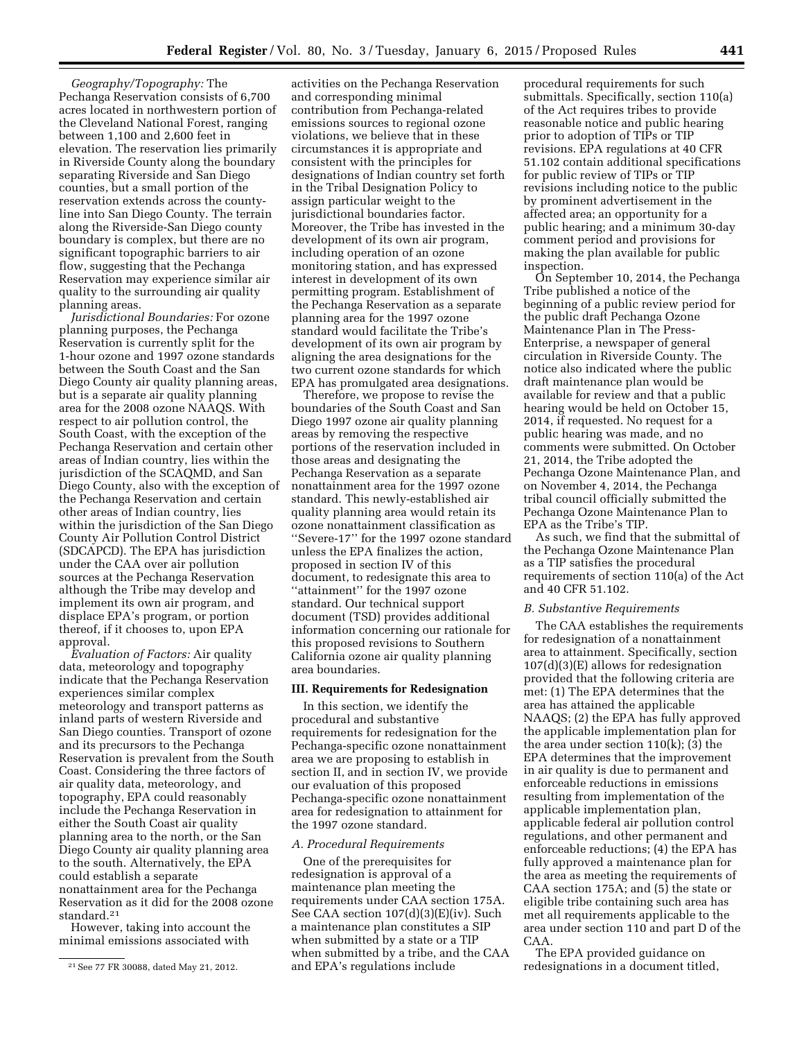*Geography/Topography:* The Pechanga Reservation consists of 6,700 acres located in northwestern portion of the Cleveland National Forest, ranging between 1,100 and 2,600 feet in elevation. The reservation lies primarily in Riverside County along the boundary separating Riverside and San Diego counties, but a small portion of the reservation extends across the county-line into San Diego County. The terrain along the Riverside-San Diego county boundary is complex, but there are no significant topographic barriers to air flow, suggesting that the Pechanga Reservation may experience similar air quality to the surrounding air quality planning areas.

*Jurisdictional Boundaries:* For ozone planning purposes, the Pechanga Reservation is currently split for the 1-hour ozone and 1997 ozone standards between the South Coast and the San Diego County air quality planning areas, but is a separate air quality planning area for the 2008 ozone NAAQS. With respect to air pollution control, the South Coast, with the exception of the Pechanga Reservation and certain other areas of Indian country, lies within the jurisdiction of the SCAQMD, and San Diego County, also with the exception of the Pechanga Reservation and certain other areas of Indian country, lies within the jurisdiction of the San Diego County Air Pollution Control District (SDCAPCD). The EPA has jurisdiction under the CAA over air pollution sources at the Pechanga Reservation although the Tribe may develop and implement its own air program, and displace EPA's program, or portion thereof, if it chooses to, upon EPA approval.

*Evaluation of Factors:* Air quality data, meteorology and topography indicate that the Pechanga Reservation experiences similar complex meteorology and transport patterns as inland parts of western Riverside and San Diego counties. Transport of ozone and its precursors to the Pechanga Reservation is prevalent from the South Coast. Considering the three factors of air quality data, meteorology, and topography, EPA could reasonably include the Pechanga Reservation in either the South Coast air quality planning area to the north, or the San Diego County air quality planning area to the south. Alternatively, the EPA could establish a separate nonattainment area for the Pechanga Reservation as it did for the 2008 ozone standard.[21]

However, taking into account the minimal emissions associated with activities on the Pechanga Reservation and corresponding minimal contribution from Pechanga-related emissions sources to regional ozone violations, we believe that in these circumstances it is appropriate and consistent with the principles for designations of Indian country set forth in the Tribal Designation Policy to assign particular weight to the jurisdictional boundaries factor. Moreover, the Tribe has invested in the development of its own air program, including operation of an ozone monitoring station, and has expressed interest in development of its own permitting program. Establishment of the Pechanga Reservation as a separate planning area for the 1997 ozone standard would facilitate the Tribe's development of its own air program by aligning the area designations for the two current ozone standards for which EPA has promulgated area designations.

Therefore, we propose to revise the boundaries of the South Coast and San Diego 1997 ozone air quality planning areas by removing the respective portions of the reservation included in those areas and designating the Pechanga Reservation as a separate nonattainment area for the 1997 ozone standard. This newly-established air quality planning area would retain its ozone nonattainment classification as "Severe-17" for the 1997 ozone standard unless the EPA finalizes the action, proposed in section IV of this document, to redesignate this area to "attainment" for the 1997 ozone standard. Our technical support document (TSD) provides additional information concerning our rationale for this proposed revisions to Southern California ozone air quality planning area boundaries.

## III. Requirements for Redesignation

In this section, we identify the procedural and substantive requirements for redesignation for the Pechanga-specific ozone nonattainment area we are proposing to establish in section II, and in section IV, we provide our evaluation of this proposed Pechanga-specific ozone nonattainment area for redesignation to attainment for the 1997 ozone standard.

### *A. Procedural Requirements*

One of the prerequisites for redesignation is approval of a maintenance plan meeting the requirements under CAA section 175A. See CAA section 107(d)(3)(E)(iv). Such a maintenance plan constitutes a SIP when submitted by a state or a TIP when submitted by a tribe, and the CAA and EPA's regulations include procedural requirements for such submittals. Specifically, section 110(a) of the Act requires tribes to provide reasonable notice and public hearing prior to adoption of TIPs or TIP revisions. EPA regulations at 40 CFR 51.102 contain additional specifications for public review of TIPs or TIP revisions including notice to the public by prominent advertisement in the affected area; an opportunity for a public hearing; and a minimum 30-day comment period and provisions for making the plan available for public inspection.

On September 10, 2014, the Pechanga Tribe published a notice of the beginning of a public review period for the public draft Pechanga Ozone Maintenance Plan in The Press-Enterprise, a newspaper of general circulation in Riverside County. The notice also indicated where the public draft maintenance plan would be available for review and that a public hearing would be held on October 15, 2014, if requested. No request for a public hearing was made, and no comments were submitted. On October 21, 2014, the Tribe adopted the Pechanga Ozone Maintenance Plan, and on November 4, 2014, the Pechanga tribal council officially submitted the Pechanga Ozone Maintenance Plan to EPA as the Tribe's TIP.

As such, we find that the submittal of the Pechanga Ozone Maintenance Plan as a TIP satisfies the procedural requirements of section 110(a) of the Act and 40 CFR 51.102.

### *B. Substantive Requirements*

The CAA establishes the requirements for redesignation of a nonattainment area to attainment. Specifically, section 107(d)(3)(E) allows for redesignation provided that the following criteria are met: (1) The EPA determines that the area has attained the applicable NAAQS; (2) the EPA has fully approved the applicable implementation plan for the area under section 110(k); (3) the EPA determines that the improvement in air quality is due to permanent and enforceable reductions in emissions resulting from implementation of the applicable implementation plan, applicable federal air pollution control regulations, and other permanent and enforceable reductions; (4) the EPA has fully approved a maintenance plan for the area as meeting the requirements of CAA section 175A; and (5) the state or eligible tribe containing such area has met all requirements applicable to the area under section 110 and part D of the CAA.

The EPA provided guidance on redesignations in a document titled,

---

[21] See 77 FR 30088, dated May 21, 2012.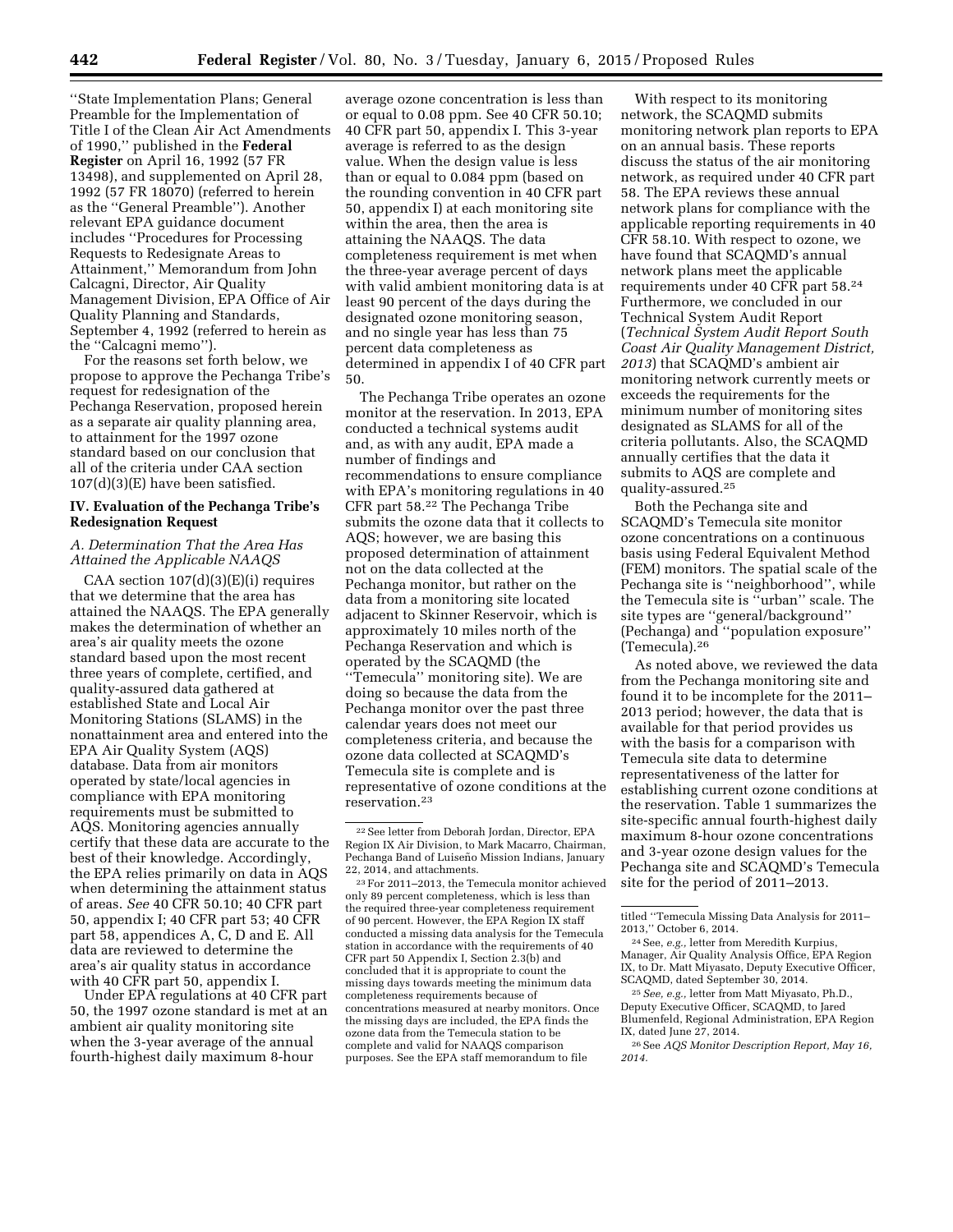''State Implementation Plans; General Preamble for the Implementation of Title I of the Clean Air Act Amendments of 1990,'' published in the **Federal Register** on April 16, 1992 (57 FR 13498), and supplemented on April 28, 1992 (57 FR 18070) (referred to herein as the ''General Preamble''). Another relevant EPA guidance document includes ''Procedures for Processing Requests to Redesignate Areas to Attainment,'' Memorandum from John Calcagni, Director, Air Quality Management Division, EPA Office of Air Quality Planning and Standards, September 4, 1992 (referred to herein as the ''Calcagni memo'').

For the reasons set forth below, we propose to approve the Pechanga Tribe's request for redesignation of the Pechanga Reservation, proposed herein as a separate air quality planning area, to attainment for the 1997 ozone standard based on our conclusion that all of the criteria under CAA section 107(d)(3)(E) have been satisfied.

## IV. Evaluation of the Pechanga Tribe's Redesignation Request

### *A. Determination That the Area Has Attained the Applicable NAAQS*

CAA section 107(d)(3)(E)(i) requires that we determine that the area has attained the NAAQS. The EPA generally makes the determination of whether an area's air quality meets the ozone standard based upon the most recent three years of complete, certified, and quality-assured data gathered at established State and Local Air Monitoring Stations (SLAMS) in the nonattainment area and entered into the EPA Air Quality System (AQS) database. Data from air monitors operated by state/local agencies in compliance with EPA monitoring requirements must be submitted to AQS. Monitoring agencies annually certify that these data are accurate to the best of their knowledge. Accordingly, the EPA relies primarily on data in AQS when determining the attainment status of areas. *See* 40 CFR 50.10; 40 CFR part 50, appendix I; 40 CFR part 53; 40 CFR part 58, appendices A, C, D and E. All data are reviewed to determine the area's air quality status in accordance with 40 CFR part 50, appendix I.

Under EPA regulations at 40 CFR part 50, the 1997 ozone standard is met at an ambient air quality monitoring site when the 3-year average of the annual fourth-highest daily maximum 8-hour average ozone concentration is less than or equal to 0.08 ppm. See 40 CFR 50.10; 40 CFR part 50, appendix I. This 3-year average is referred to as the design value. When the design value is less than or equal to 0.084 ppm (based on the rounding convention in 40 CFR part 50, appendix I) at each monitoring site within the area, then the area is attaining the NAAQS. The data completeness requirement is met when the three-year average percent of days with valid ambient monitoring data is at least 90 percent of the days during the designated ozone monitoring season, and no single year has less than 75 percent data completeness as determined in appendix I of 40 CFR part 50.

The Pechanga Tribe operates an ozone monitor at the reservation. In 2013, EPA conducted a technical systems audit and, as with any audit, EPA made a number of findings and recommendations to ensure compliance with EPA's monitoring regulations in 40 CFR part 58.[22] The Pechanga Tribe submits the ozone data that it collects to AQS; however, we are basing this proposed determination of attainment not on the data collected at the Pechanga monitor, but rather on the data from a monitoring site located adjacent to Skinner Reservoir, which is approximately 10 miles north of the Pechanga Reservation and which is operated by the SCAQMD (the ''Temecula'' monitoring site). We are doing so because the data from the Pechanga monitor over the past three calendar years does not meet our completeness criteria, and because the ozone data collected at SCAQMD's Temecula site is complete and is representative of ozone conditions at the reservation.[23]

With respect to its monitoring network, the SCAQMD submits monitoring network plan reports to EPA on an annual basis. These reports discuss the status of the air monitoring network, as required under 40 CFR part 58. The EPA reviews these annual network plans for compliance with the applicable reporting requirements in 40 CFR 58.10. With respect to ozone, we have found that SCAQMD's annual network plans meet the applicable requirements under 40 CFR part 58.[24] Furthermore, we concluded in our Technical System Audit Report (*Technical System Audit Report South Coast Air Quality Management District, 2013*) that SCAQMD's ambient air monitoring network currently meets or exceeds the requirements for the minimum number of monitoring sites designated as SLAMS for all of the criteria pollutants. Also, the SCAQMD annually certifies that the data it submits to AQS are complete and quality-assured.[25]

Both the Pechanga site and SCAQMD's Temecula site monitor ozone concentrations on a continuous basis using Federal Equivalent Method (FEM) monitors. The spatial scale of the Pechanga site is ''neighborhood'', while the Temecula site is ''urban'' scale. The site types are ''general/background'' (Pechanga) and ''population exposure'' (Temecula).[26]

As noted above, we reviewed the data from the Pechanga monitoring site and found it to be incomplete for the 2011–2013 period; however, the data that is available for that period provides us with the basis for a comparison with Temecula site data to determine representativeness of the latter for establishing current ozone conditions at the reservation. Table 1 summarizes the site-specific annual fourth-highest daily maximum 8-hour ozone concentrations and 3-year ozone design values for the Pechanga site and SCAQMD's Temecula site for the period of 2011–2013.

---

[22] See letter from Deborah Jordan, Director, EPA Region IX Air Division, to Mark Macarro, Chairman, Pechanga Band of Luiseño Mission Indians, January 22, 2014, and attachments.

[23] For 2011–2013, the Temecula monitor achieved only 89 percent completeness, which is less than the required three-year completeness requirement of 90 percent. However, the EPA Region IX staff conducted a missing data analysis for the Temecula station in accordance with the requirements of 40 CFR part 50 Appendix I, Section 2.3(b) and concluded that it is appropriate to count the missing days towards meeting the minimum data completeness requirements because of concentrations measured at nearby monitors. Once the missing days are included, the EPA finds the ozone data from the Temecula station to be complete and valid for NAAQS comparison purposes. See the EPA staff memorandum to file titled ''Temecula Missing Data Analysis for 2011–2013,'' October 6, 2014.

[24] See, *e.g.,* letter from Meredith Kurpius, Manager, Air Quality Analysis Office, EPA Region IX, to Dr. Matt Miyasato, Deputy Executive Officer, SCAQMD, dated September 30, 2014.

[25] *See, e.g.,* letter from Matt Miyasato, Ph.D., Deputy Executive Officer, SCAQMD, to Jared Blumenfeld, Regional Administration, EPA Region IX, dated June 27, 2014.

[26] See *AQS Monitor Description Report, May 16, 2014.*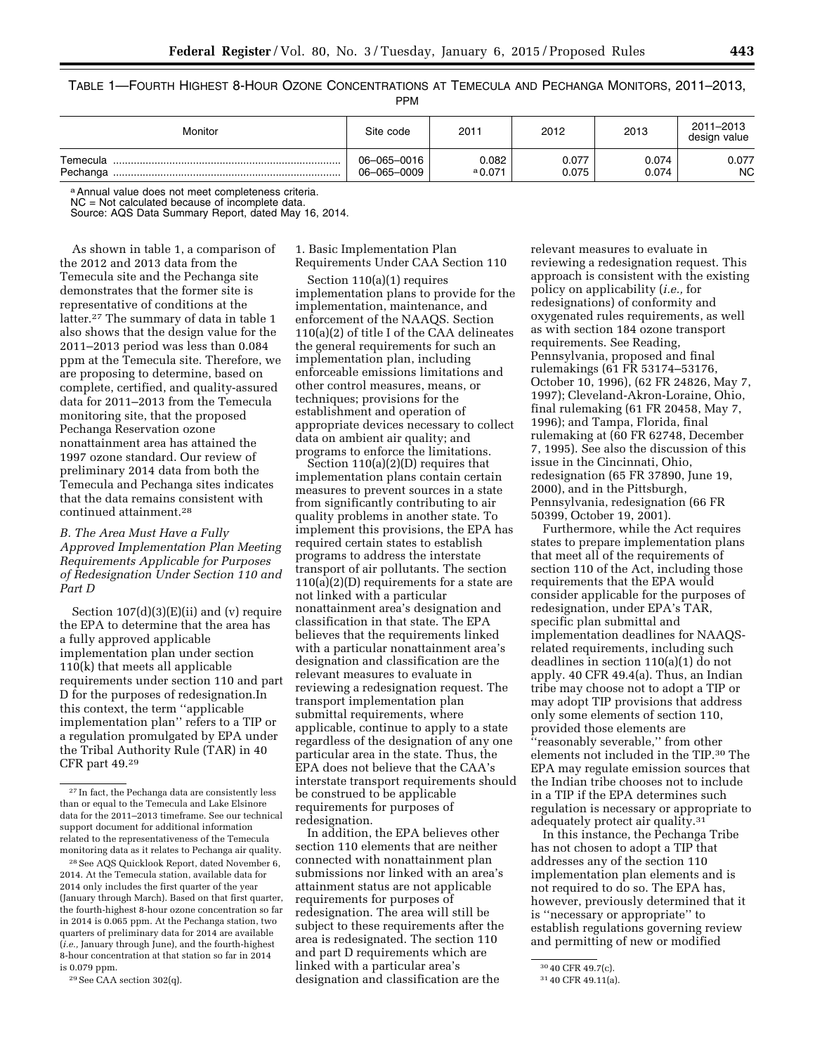TABLE 1—FOURTH HIGHEST 8-HOUR OZONE CONCENTRATIONS AT TEMECULA AND PECHANGA MONITORS, 2011–2013, PPM

| Monitor | Site code | 2011 | 2012 | 2013 | 2011–2013 design value |
|---|---|---|---|---|---|
| Temecula | 06–065–0016 | 0.082 | 0.077 | 0.074 | 0.077 |
| Pechanga | 06–065–0009 | [a] 0.071 | 0.075 | 0.074 | NC |

[a] Annual value does not meet completeness criteria.
NC = Not calculated because of incomplete data.
Source: AQS Data Summary Report, dated May 16, 2014.

As shown in table 1, a comparison of the 2012 and 2013 data from the Temecula site and the Pechanga site demonstrates that the former site is representative of conditions at the latter.[27] The summary of data in table 1 also shows that the design value for the 2011–2013 period was less than 0.084 ppm at the Temecula site. Therefore, we are proposing to determine, based on complete, certified, and quality-assured data for 2011–2013 from the Temecula monitoring site, that the proposed Pechanga Reservation ozone nonattainment area has attained the 1997 ozone standard. Our review of preliminary 2014 data from both the Temecula and Pechanga sites indicates that the data remains consistent with continued attainment.[28]

*B. The Area Must Have a Fully Approved Implementation Plan Meeting Requirements Applicable for Purposes of Redesignation Under Section 110 and Part D*

Section 107(d)(3)(E)(ii) and (v) require the EPA to determine that the area has a fully approved applicable implementation plan under section 110(k) that meets all applicable requirements under section 110 and part D for the purposes of redesignation.In this context, the term ''applicable implementation plan'' refers to a TIP or a regulation promulgated by EPA under the Tribal Authority Rule (TAR) in 40 CFR part 49.[29]

1. Basic Implementation Plan Requirements Under CAA Section 110

Section 110(a)(1) requires implementation plans to provide for the implementation, maintenance, and enforcement of the NAAQS. Section 110(a)(2) of title I of the CAA delineates the general requirements for such an implementation plan, including enforceable emissions limitations and other control measures, means, or techniques; provisions for the establishment and operation of appropriate devices necessary to collect data on ambient air quality; and programs to enforce the limitations.

Section 110(a)(2)(D) requires that implementation plans contain certain measures to prevent sources in a state from significantly contributing to air quality problems in another state. To implement this provisions, the EPA has required certain states to establish programs to address the interstate transport of air pollutants. The section 110(a)(2)(D) requirements for a state are not linked with a particular nonattainment area's designation and classification in that state. The EPA believes that the requirements linked with a particular nonattainment area's designation and classification are the relevant measures to evaluate in reviewing a redesignation request. The transport implementation plan submittal requirements, where applicable, continue to apply to a state regardless of the designation of any one particular area in the state. Thus, the EPA does not believe that the CAA's interstate transport requirements should be construed to be applicable requirements for purposes of redesignation.

In addition, the EPA believes other section 110 elements that are neither connected with nonattainment plan submissions nor linked with an area's attainment status are not applicable requirements for purposes of redesignation. The area will still be subject to these requirements after the area is redesignated. The section 110 and part D requirements which are linked with a particular area's designation and classification are the relevant measures to evaluate in reviewing a redesignation request. This approach is consistent with the existing policy on applicability (*i.e.,* for redesignations) of conformity and oxygenated rules requirements, as well as with section 184 ozone transport requirements. See Reading, Pennsylvania, proposed and final rulemakings (61 FR 53174–53176, October 10, 1996), (62 FR 24826, May 7, 1997); Cleveland-Akron-Loraine, Ohio, final rulemaking (61 FR 20458, May 7, 1996); and Tampa, Florida, final rulemaking at (60 FR 62748, December 7, 1995). See also the discussion of this issue in the Cincinnati, Ohio, redesignation (65 FR 37890, June 19, 2000), and in the Pittsburgh, Pennsylvania, redesignation (66 FR 50399, October 19, 2001).

Furthermore, while the Act requires states to prepare implementation plans that meet all of the requirements of section 110 of the Act, including those requirements that the EPA would consider applicable for the purposes of redesignation, under EPA's TAR, specific plan submittal and implementation deadlines for NAAQS-related requirements, including such deadlines in section 110(a)(1) do not apply. 40 CFR 49.4(a). Thus, an Indian tribe may choose not to adopt a TIP or may adopt TIP provisions that address only some elements of section 110, provided those elements are ''reasonably severable,'' from other elements not included in the TIP.[30] The EPA may regulate emission sources that the Indian tribe chooses not to include in a TIP if the EPA determines such regulation is necessary or appropriate to adequately protect air quality.[31]

In this instance, the Pechanga Tribe has not chosen to adopt a TIP that addresses any of the section 110 implementation plan elements and is not required to do so. The EPA has, however, previously determined that it is ''necessary or appropriate'' to establish regulations governing review and permitting of new or modified

[27] In fact, the Pechanga data are consistently less than or equal to the Temecula and Lake Elsinore data for the 2011–2013 timeframe. See our technical support document for additional information related to the representativeness of the Temecula monitoring data as it relates to Pechanga air quality.

[28] See AQS Quicklook Report, dated November 6, 2014. At the Temecula station, available data for 2014 only includes the first quarter of the year (January through March). Based on that first quarter, the fourth-highest 8-hour ozone concentration so far in 2014 is 0.065 ppm. At the Pechanga station, two quarters of preliminary data for 2014 are available (*i.e.,* January through June), and the fourth-highest 8-hour concentration at that station so far in 2014 is 0.079 ppm.

[29] See CAA section 302(q).

[30] 40 CFR 49.7(c).

[31] 40 CFR 49.11(a).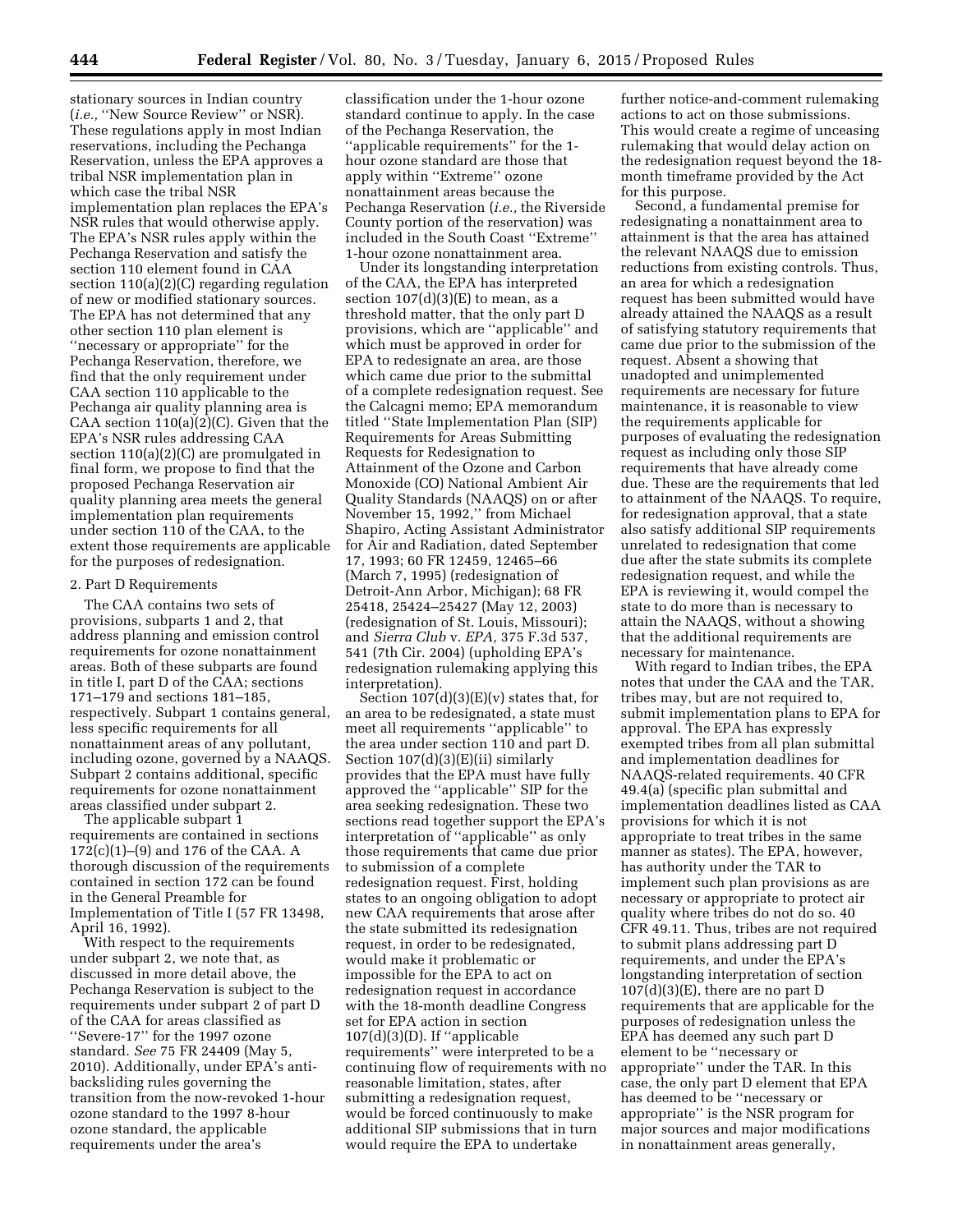stationary sources in Indian country (*i.e.,* ''New Source Review'' or NSR). These regulations apply in most Indian reservations, including the Pechanga Reservation, unless the EPA approves a tribal NSR implementation plan in which case the tribal NSR implementation plan replaces the EPA's NSR rules that would otherwise apply. The EPA's NSR rules apply within the Pechanga Reservation and satisfy the section 110 element found in CAA section 110(a)(2)(C) regarding regulation of new or modified stationary sources. The EPA has not determined that any other section 110 plan element is ''necessary or appropriate'' for the Pechanga Reservation, therefore, we find that the only requirement under CAA section 110 applicable to the Pechanga air quality planning area is CAA section 110(a)(2)(C). Given that the EPA's NSR rules addressing CAA section 110(a)(2)(C) are promulgated in final form, we propose to find that the proposed Pechanga Reservation air quality planning area meets the general implementation plan requirements under section 110 of the CAA, to the extent those requirements are applicable for the purposes of redesignation.

2. Part D Requirements

The CAA contains two sets of provisions, subparts 1 and 2, that address planning and emission control requirements for ozone nonattainment areas. Both of these subparts are found in title I, part D of the CAA; sections 171–179 and sections 181–185, respectively. Subpart 1 contains general, less specific requirements for all nonattainment areas of any pollutant, including ozone, governed by a NAAQS. Subpart 2 contains additional, specific requirements for ozone nonattainment areas classified under subpart 2.

The applicable subpart 1 requirements are contained in sections 172(c)(1)–(9) and 176 of the CAA. A thorough discussion of the requirements contained in section 172 can be found in the General Preamble for Implementation of Title I (57 FR 13498, April 16, 1992).

With respect to the requirements under subpart 2, we note that, as discussed in more detail above, the Pechanga Reservation is subject to the requirements under subpart 2 of part D of the CAA for areas classified as ''Severe-17'' for the 1997 ozone standard. *See* 75 FR 24409 (May 5, 2010). Additionally, under EPA's anti-backsliding rules governing the transition from the now-revoked 1-hour ozone standard to the 1997 8-hour ozone standard, the applicable requirements under the area's classification under the 1-hour ozone standard continue to apply. In the case of the Pechanga Reservation, the ''applicable requirements'' for the 1-hour ozone standard are those that apply within ''Extreme'' ozone nonattainment areas because the Pechanga Reservation (*i.e.,* the Riverside County portion of the reservation) was included in the South Coast ''Extreme'' 1-hour ozone nonattainment area.

Under its longstanding interpretation of the CAA, the EPA has interpreted section 107(d)(3)(E) to mean, as a threshold matter, that the only part D provisions, which are ''applicable'' and which must be approved in order for EPA to redesignate an area, are those which came due prior to the submittal of a complete redesignation request. See the Calcagni memo; EPA memorandum titled ''State Implementation Plan (SIP) Requirements for Areas Submitting Requests for Redesignation to Attainment of the Ozone and Carbon Monoxide (CO) National Ambient Air Quality Standards (NAAQS) on or after November 15, 1992,'' from Michael Shapiro, Acting Assistant Administrator for Air and Radiation, dated September 17, 1993; 60 FR 12459, 12465–66 (March 7, 1995) (redesignation of Detroit-Ann Arbor, Michigan); 68 FR 25418, 25424–25427 (May 12, 2003) (redesignation of St. Louis, Missouri); and *Sierra Club* v. *EPA,* 375 F.3d 537, 541 (7th Cir. 2004) (upholding EPA's redesignation rulemaking applying this interpretation).

Section 107(d)(3)(E)(v) states that, for an area to be redesignated, a state must meet all requirements ''applicable'' to the area under section 110 and part D. Section 107(d)(3)(E)(ii) similarly provides that the EPA must have fully approved the ''applicable'' SIP for the area seeking redesignation. These two sections read together support the EPA's interpretation of ''applicable'' as only those requirements that came due prior to submission of a complete redesignation request. First, holding states to an ongoing obligation to adopt new CAA requirements that arose after the state submitted its redesignation request, in order to be redesignated, would make it problematic or impossible for the EPA to act on redesignation request in accordance with the 18-month deadline Congress set for EPA action in section 107(d)(3)(D). If ''applicable requirements'' were interpreted to be a continuing flow of requirements with no reasonable limitation, states, after submitting a redesignation request, would be forced continuously to make additional SIP submissions that in turn would require the EPA to undertake further notice-and-comment rulemaking actions to act on those submissions. This would create a regime of unceasing rulemaking that would delay action on the redesignation request beyond the 18-month timeframe provided by the Act for this purpose.

Second, a fundamental premise for redesignating a nonattainment area to attainment is that the area has attained the relevant NAAQS due to emission reductions from existing controls. Thus, an area for which a redesignation request has been submitted would have already attained the NAAQS as a result of satisfying statutory requirements that came due prior to the submission of the request. Absent a showing that unadopted and unimplemented requirements are necessary for future maintenance, it is reasonable to view the requirements applicable for purposes of evaluating the redesignation request as including only those SIP requirements that have already come due. These are the requirements that led to attainment of the NAAQS. To require, for redesignation approval, that a state also satisfy additional SIP requirements unrelated to redesignation that come due after the state submits its complete redesignation request, and while the EPA is reviewing it, would compel the state to do more than is necessary to attain the NAAQS, without a showing that the additional requirements are necessary for maintenance.

With regard to Indian tribes, the EPA notes that under the CAA and the TAR, tribes may, but are not required to, submit implementation plans to EPA for approval. The EPA has expressly exempted tribes from all plan submittal and implementation deadlines for NAAQS-related requirements. 40 CFR 49.4(a) (specific plan submittal and implementation deadlines listed as CAA provisions for which it is not appropriate to treat tribes in the same manner as states). The EPA, however, has authority under the TAR to implement such plan provisions as are necessary or appropriate to protect air quality where tribes do not do so. 40 CFR 49.11. Thus, tribes are not required to submit plans addressing part D requirements, and under the EPA's longstanding interpretation of section 107(d)(3)(E), there are no part D requirements that are applicable for the purposes of redesignation unless the EPA has deemed any such part D element to be ''necessary or appropriate'' under the TAR. In this case, the only part D element that EPA has deemed to be ''necessary or appropriate'' is the NSR program for major sources and major modifications in nonattainment areas generally,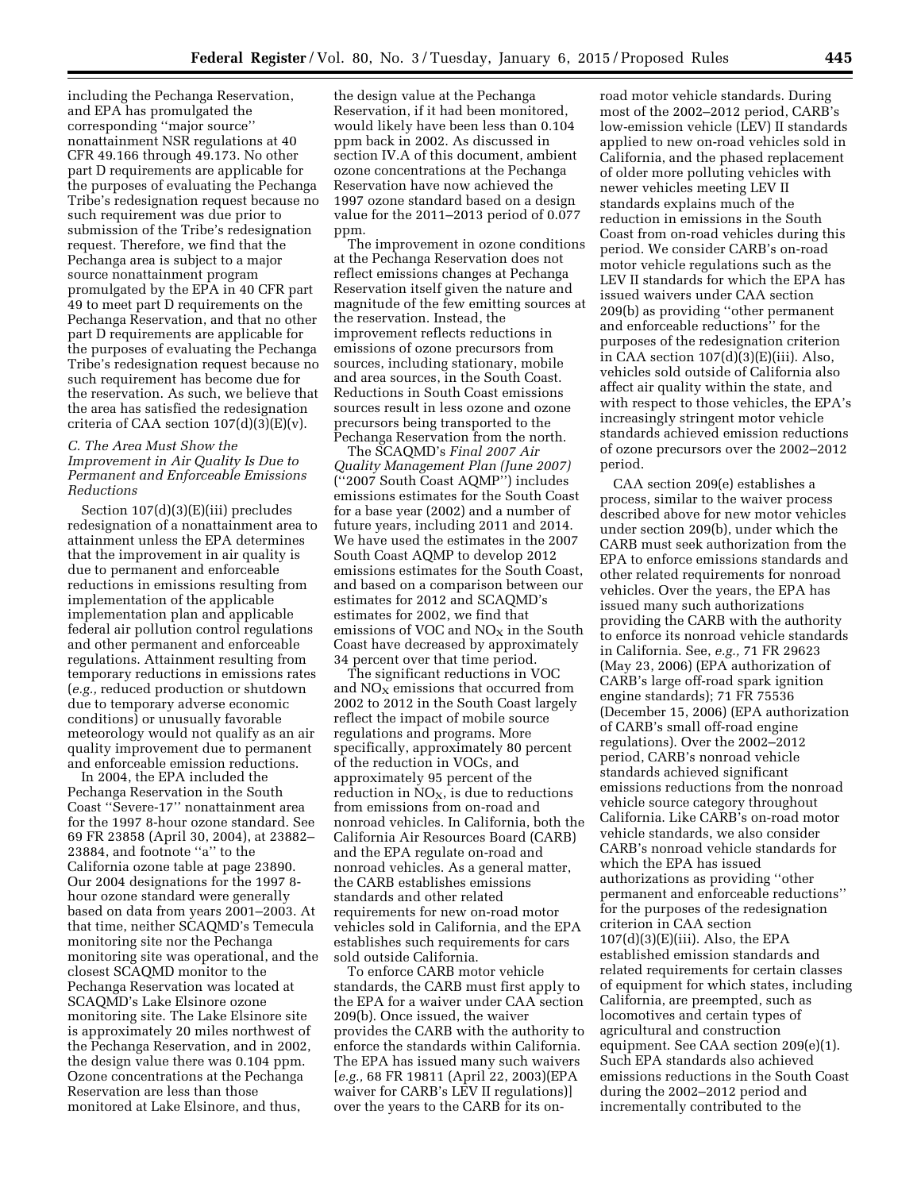including the Pechanga Reservation, and EPA has promulgated the corresponding "major source" nonattainment NSR regulations at 40 CFR 49.166 through 49.173. No other part D requirements are applicable for the purposes of evaluating the Pechanga Tribe's redesignation request because no such requirement was due prior to submission of the Tribe's redesignation request. Therefore, we find that the Pechanga area is subject to a major source nonattainment program promulgated by the EPA in 40 CFR part 49 to meet part D requirements on the Pechanga Reservation, and that no other part D requirements are applicable for the purposes of evaluating the Pechanga Tribe's redesignation request because no such requirement has become due for the reservation. As such, we believe that the area has satisfied the redesignation criteria of CAA section 107(d)(3)(E)(v).

### C. The Area Must Show the Improvement in Air Quality Is Due to Permanent and Enforceable Emissions Reductions

Section 107(d)(3)(E)(iii) precludes redesignation of a nonattainment area to attainment unless the EPA determines that the improvement in air quality is due to permanent and enforceable reductions in emissions resulting from implementation of the applicable implementation plan and applicable federal air pollution control regulations and other permanent and enforceable regulations. Attainment resulting from temporary reductions in emissions rates (*e.g.,* reduced production or shutdown due to temporary adverse economic conditions) or unusually favorable meteorology would not qualify as an air quality improvement due to permanent and enforceable emission reductions.

In 2004, the EPA included the Pechanga Reservation in the South Coast "Severe-17" nonattainment area for the 1997 8-hour ozone standard. See 69 FR 23858 (April 30, 2004), at 23882–23884, and footnote "a" to the California ozone table at page 23890. Our 2004 designations for the 1997 8-hour ozone standard were generally based on data from years 2001–2003. At that time, neither SCAQMD's Temecula monitoring site nor the Pechanga monitoring site was operational, and the closest SCAQMD monitor to the Pechanga Reservation was located at SCAQMD's Lake Elsinore ozone monitoring site. The Lake Elsinore site is approximately 20 miles northwest of the Pechanga Reservation, and in 2002, the design value there was 0.104 ppm. Ozone concentrations at the Pechanga Reservation are less than those monitored at Lake Elsinore, and thus, the design value at the Pechanga Reservation, if it had been monitored, would likely have been less than 0.104 ppm back in 2002. As discussed in section IV.A of this document, ambient ozone concentrations at the Pechanga Reservation have now achieved the 1997 ozone standard based on a design value for the 2011–2013 period of 0.077 ppm.

The improvement in ozone conditions at the Pechanga Reservation does not reflect emissions changes at Pechanga Reservation itself given the nature and magnitude of the few emitting sources at the reservation. Instead, the improvement reflects reductions in emissions of ozone precursors from sources, including stationary, mobile and area sources, in the South Coast. Reductions in South Coast emissions sources result in less ozone and ozone precursors being transported to the Pechanga Reservation from the north.

The SCAQMD's *Final 2007 Air Quality Management Plan (June 2007)* ("2007 South Coast AQMP") includes emissions estimates for the South Coast for a base year (2002) and a number of future years, including 2011 and 2014. We have used the estimates in the 2007 South Coast AQMP to develop 2012 emissions estimates for the South Coast, and based on a comparison between our estimates for 2012 and SCAQMD's estimates for 2002, we find that emissions of VOC and $NO_X$ in the South Coast have decreased by approximately 34 percent over that time period.

The significant reductions in VOC and $NO_X$ emissions that occurred from 2002 to 2012 in the South Coast largely reflect the impact of mobile source regulations and programs. More specifically, approximately 80 percent of the reduction in VOCs, and approximately 95 percent of the reduction in $NO_X$, is due to reductions from emissions from on-road and nonroad vehicles. In California, both the California Air Resources Board (CARB) and the EPA regulate on-road and nonroad vehicles. As a general matter, the CARB establishes emissions standards and other related requirements for new on-road motor vehicles sold in California, and the EPA establishes such requirements for cars sold outside California.

To enforce CARB motor vehicle standards, the CARB must first apply to the EPA for a waiver under CAA section 209(b). Once issued, the waiver provides the CARB with the authority to enforce the standards within California. The EPA has issued many such waivers [*e.g.,* 68 FR 19811 (April 22, 2003)(EPA waiver for CARB's LEV II regulations)] over the years to the CARB for its on-road motor vehicle standards. During most of the 2002–2012 period, CARB's low-emission vehicle (LEV) II standards applied to new on-road vehicles sold in California, and the phased replacement of older more polluting vehicles with newer vehicles meeting LEV II standards explains much of the reduction in emissions in the South Coast from on-road vehicles during this period. We consider CARB's on-road motor vehicle regulations such as the LEV II standards for which the EPA has issued waivers under CAA section 209(b) as providing "other permanent and enforceable reductions" for the purposes of the redesignation criterion in CAA section 107(d)(3)(E)(iii). Also, vehicles sold outside of California also affect air quality within the state, and with respect to those vehicles, the EPA's increasingly stringent motor vehicle standards achieved emission reductions of ozone precursors over the 2002–2012 period.

CAA section 209(e) establishes a process, similar to the waiver process described above for new motor vehicles under section 209(b), under which the CARB must seek authorization from the EPA to enforce emissions standards and other related requirements for nonroad vehicles. Over the years, the EPA has issued many such authorizations providing the CARB with the authority to enforce its nonroad vehicle standards in California. See, *e.g.,* 71 FR 29623 (May 23, 2006) (EPA authorization of CARB's large off-road spark ignition engine standards); 71 FR 75536 (December 15, 2006) (EPA authorization of CARB's small off-road engine regulations). Over the 2002–2012 period, CARB's nonroad vehicle standards achieved significant emissions reductions from the nonroad vehicle source category throughout California. Like CARB's on-road motor vehicle standards, we also consider CARB's nonroad vehicle standards for which the EPA has issued authorizations as providing "other permanent and enforceable reductions" for the purposes of the redesignation criterion in CAA section 107(d)(3)(E)(iii). Also, the EPA established emission standards and related requirements for certain classes of equipment for which states, including California, are preempted, such as locomotives and certain types of agricultural and construction equipment. See CAA section 209(e)(1). Such EPA standards also achieved emissions reductions in the South Coast during the 2002–2012 period and incrementally contributed to the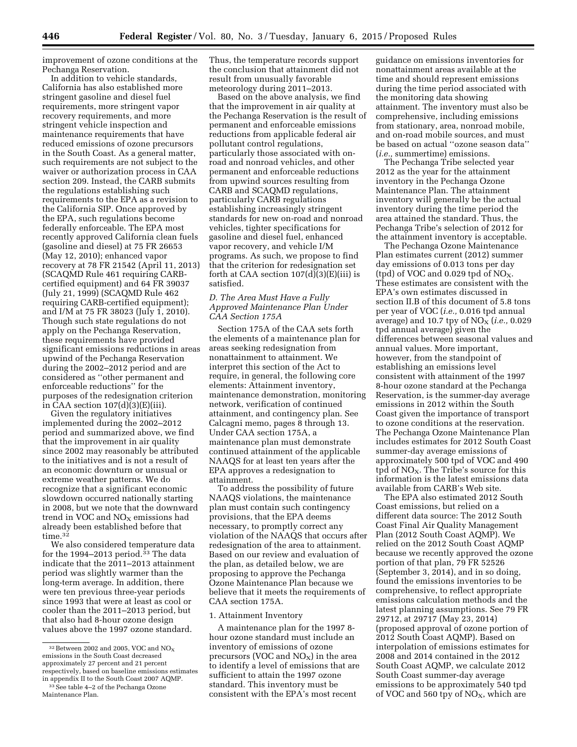improvement of ozone conditions at the Pechanga Reservation.

In addition to vehicle standards, California has also established more stringent gasoline and diesel fuel requirements, more stringent vapor recovery requirements, and more stringent vehicle inspection and maintenance requirements that have reduced emissions of ozone precursors in the South Coast. As a general matter, such requirements are not subject to the waiver or authorization process in CAA section 209. Instead, the CARB submits the regulations establishing such requirements to the EPA as a revision to the California SIP. Once approved by the EPA, such regulations become federally enforceable. The EPA most recently approved California clean fuels (gasoline and diesel) at 75 FR 26653 (May 12, 2010); enhanced vapor recovery at 78 FR 21542 (April 11, 2013) (SCAQMD Rule 461 requiring CARB-certified equipment) and 64 FR 39037 (July 21, 1999) (SCAQMD Rule 462 requiring CARB-certified equipment); and I/M at 75 FR 38023 (July 1, 2010). Though such state regulations do not apply on the Pechanga Reservation, these requirements have provided significant emissions reductions in areas upwind of the Pechanga Reservation during the 2002–2012 period and are considered as ''other permanent and enforceable reductions'' for the purposes of the redesignation criterion in CAA section 107(d)(3)(E)(iii).

Given the regulatory initiatives implemented during the 2002–2012 period and summarized above, we find that the improvement in air quality since 2002 may reasonably be attributed to the initiatives and is not a result of an economic downturn or unusual or extreme weather patterns. We do recognize that a significant economic slowdown occurred nationally starting in 2008, but we note that the downward trend in VOC and $NO_X$ emissions had already been established before that time.[32]

We also considered temperature data for the 1994–2013 period.[33] The data indicate that the 2011–2013 attainment period was slightly warmer than the long-term average. In addition, there were ten previous three-year periods since 1993 that were at least as cool or cooler than the 2011–2013 period, but that also had 8-hour ozone design values above the 1997 ozone standard. Thus, the temperature records support the conclusion that attainment did not result from unusually favorable meteorology during 2011–2013.

Based on the above analysis, we find that the improvement in air quality at the Pechanga Reservation is the result of permanent and enforceable emissions reductions from applicable federal air pollutant control regulations, particularly those associated with on-road and nonroad vehicles, and other permanent and enforceable reductions from upwind sources resulting from CARB and SCAQMD regulations, particularly CARB regulations establishing increasingly stringent standards for new on-road and nonroad vehicles, tighter specifications for gasoline and diesel fuel, enhanced vapor recovery, and vehicle I/M programs. As such, we propose to find that the criterion for redesignation set forth at CAA section 107(d)(3)(E)(iii) is satisfied.

### *D. The Area Must Have a Fully Approved Maintenance Plan Under CAA Section 175A*

Section 175A of the CAA sets forth the elements of a maintenance plan for areas seeking redesignation from nonattainment to attainment. We interpret this section of the Act to require, in general, the following core elements: Attainment inventory, maintenance demonstration, monitoring network, verification of continued attainment, and contingency plan. See Calcagni memo, pages 8 through 13. Under CAA section 175A, a maintenance plan must demonstrate continued attainment of the applicable NAAQS for at least ten years after the EPA approves a redesignation to attainment.

To address the possibility of future NAAQS violations, the maintenance plan must contain such contingency provisions, that the EPA deems necessary, to promptly correct any violation of the NAAQS that occurs after redesignation of the area to attainment. Based on our review and evaluation of the plan, as detailed below, we are proposing to approve the Pechanga Ozone Maintenance Plan because we believe that it meets the requirements of CAA section 175A.

#### 1. Attainment Inventory

A maintenance plan for the 1997 8-hour ozone standard must include an inventory of emissions of ozone precursors (VOC and $NO_X$) in the area to identify a level of emissions that are sufficient to attain the 1997 ozone standard. This inventory must be consistent with the EPA's most recent guidance on emissions inventories for nonattainment areas available at the time and should represent emissions during the time period associated with the monitoring data showing attainment. The inventory must also be comprehensive, including emissions from stationary, area, nonroad mobile, and on-road mobile sources, and must be based on actual ''ozone season data'' (*i.e.,* summertime) emissions.

The Pechanga Tribe selected year 2012 as the year for the attainment inventory in the Pechanga Ozone Maintenance Plan. The attainment inventory will generally be the actual inventory during the time period the area attained the standard. Thus, the Pechanga Tribe's selection of 2012 for the attainment inventory is acceptable.

The Pechanga Ozone Maintenance Plan estimates current (2012) summer day emissions of 0.013 tons per day (tpd) of VOC and 0.029 tpd of $NO_X$. These estimates are consistent with the EPA's own estimates discussed in section II.B of this document of 5.8 tons per year of VOC (*i.e.,* 0.016 tpd annual average) and 10.7 tpy of $NO_X$ (*i.e.,* 0.029 tpd annual average) given the differences between seasonal values and annual values. More important, however, from the standpoint of establishing an emissions level consistent with attainment of the 1997 8-hour ozone standard at the Pechanga Reservation, is the summer-day average emissions in 2012 within the South Coast given the importance of transport to ozone conditions at the reservation. The Pechanga Ozone Maintenance Plan includes estimates for 2012 South Coast summer-day average emissions of approximately 500 tpd of VOC and 490 tpd of $NO_X$. The Tribe's source for this information is the latest emissions data available from CARB's Web site.

The EPA also estimated 2012 South Coast emissions, but relied on a different data source: The 2012 South Coast Final Air Quality Management Plan (2012 South Coast AQMP). We relied on the 2012 South Coast AQMP because we recently approved the ozone portion of that plan, 79 FR 52526 (September 3, 2014), and in so doing, found the emissions inventories to be comprehensive, to reflect appropriate emissions calculation methods and the latest planning assumptions. See 79 FR 29712, at 29717 (May 23, 2014) (proposed approval of ozone portion of 2012 South Coast AQMP). Based on interpolation of emissions estimates for 2008 and 2014 contained in the 2012 South Coast AQMP, we calculate 2012 South Coast summer-day average emissions to be approximately 540 tpd of VOC and 560 tpy of $NO_X$, which are

---

[32] Between 2002 and 2005, VOC and $NO_X$ emissions in the South Coast decreased approximately 27 percent and 21 percent respectively, based on baseline emissions estimates in appendix II to the South Coast 2007 AQMP.

[33] See table 4–2 of the Pechanga Ozone Maintenance Plan.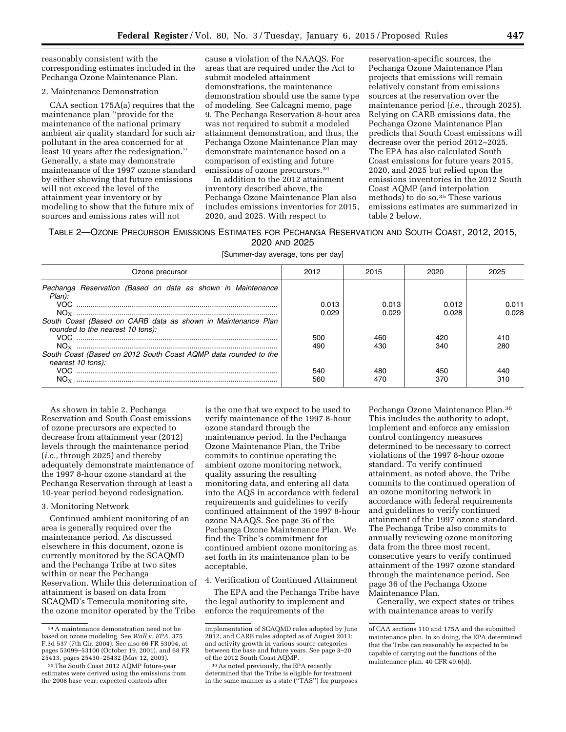reasonably consistent with the corresponding estimates included in the Pechanga Ozone Maintenance Plan.

2. Maintenance Demonstration

CAA section 175A(a) requires that the maintenance plan ''provide for the maintenance of the national primary ambient air quality standard for such air pollutant in the area concerned for at least 10 years after the redesignation.'' Generally, a state may demonstrate maintenance of the 1997 ozone standard by either showing that future emissions will not exceed the level of the attainment year inventory or by modeling to show that the future mix of sources and emissions rates will not cause a violation of the NAAQS. For areas that are required under the Act to submit modeled attainment demonstrations, the maintenance demonstration should use the same type of modeling. See Calcagni memo, page 9. The Pechanga Reservation 8-hour area was not required to submit a modeled attainment demonstration, and thus, the Pechanga Ozone Maintenance Plan may demonstrate maintenance based on a comparison of existing and future emissions of ozone precursors.[34]

In addition to the 2012 attainment inventory described above, the Pechanga Ozone Maintenance Plan also includes emissions inventories for 2015, 2020, and 2025. With respect to reservation-specific sources, the Pechanga Ozone Maintenance Plan projects that emissions will remain relatively constant from emissions sources at the reservation over the maintenance period (*i.e.,* through 2025). Relying on CARB emissions data, the Pechanga Ozone Maintenance Plan predicts that South Coast emissions will decrease over the period 2012–2025. The EPA has also calculated South Coast emissions for future years 2015, 2020, and 2025 but relied upon the emissions inventories in the 2012 South Coast AQMP (and interpolation methods) to do so.[35] These various emissions estimates are summarized in table 2 below.

TABLE 2—OZONE PRECURSOR EMISSIONS ESTIMATES FOR PECHANGA RESERVATION AND SOUTH COAST, 2012, 2015, 2020 AND 2025

[Summer-day average, tons per day]

| Ozone precursor | 2012 | 2015 | 2020 | 2025 |
|---|---|---|---|---|
| *Pechanga Reservation (Based on data as shown in Maintenance Plan):* | | | | |
| VOC | 0.013 | 0.013 | 0.012 | 0.011 |
| $NO_X$ | 0.029 | 0.029 | 0.028 | 0.028 |
| *South Coast (Based on CARB data as shown in Maintenance Plan rounded to the nearest 10 tons):* | | | | |
| VOC | 500 | 460 | 420 | 410 |
| $NO_X$ | 490 | 430 | 340 | 280 |
| *South Coast (Based on 2012 South Coast AQMP data rounded to the nearest 10 tons):* | | | | |
| VOC | 540 | 480 | 450 | 440 |
| $NO_X$ | 560 | 470 | 370 | 310 |

As shown in table 2, Pechanga Reservation and South Coast emissions of ozone precursors are expected to decrease from attainment year (2012) levels through the maintenance period (*i.e.,* through 2025) and thereby adequately demonstrate maintenance of the 1997 8-hour ozone standard at the Pechanga Reservation through at least a 10-year period beyond redesignation.

3. Monitoring Network

Continued ambient monitoring of an area is generally required over the maintenance period. As discussed elsewhere in this document, ozone is currently monitored by the SCAQMD and the Pechanga Tribe at two sites within or near the Pechanga Reservation. While this determination of attainment is based on data from SCAQMD's Temecula monitoring site, the ozone monitor operated by the Tribe is the one that we expect to be used to verify maintenance of the 1997 8-hour ozone standard through the maintenance period. In the Pechanga Ozone Maintenance Plan, the Tribe commits to continue operating the ambient ozone monitoring network, quality assuring the resulting monitoring data, and entering all data into the AQS in accordance with federal requirements and guidelines to verify continued attainment of the 1997 8-hour ozone NAAQS. See page 36 of the Pechanga Ozone Maintenance Plan. We find the Tribe's commitment for continued ambient ozone monitoring as set forth in its maintenance plan to be acceptable.

4. Verification of Continued Attainment

The EPA and the Pechanga Tribe have the legal authority to implement and enforce the requirements of the Pechanga Ozone Maintenance Plan.[36] This includes the authority to adopt, implement and enforce any emission control contingency measures determined to be necessary to correct violations of the 1997 8-hour ozone standard. To verify continued attainment, as noted above, the Tribe commits to the continued operation of an ozone monitoring network in accordance with federal requirements and guidelines to verify continued attainment of the 1997 ozone standard. The Pechanga Tribe also commits to annually reviewing ozone monitoring data from the three most recent, consecutive years to verify continued attainment of the 1997 ozone standard through the maintenance period. See page 36 of the Pechanga Ozone Maintenance Plan.

Generally, we expect states or tribes with maintenance areas to verify

---

[34] A maintenance demonstration need not be based on ozone modeling. See *Wall* v. *EPA,* 375 F.3d 537 (7th Cir. 2004). See also 66 FR 53094, at pages 53099–53100 (October 19, 2001), and 68 FR 25413, pages 25430–25432 (May 12, 2003).

[35] The South Coast 2012 AQMP future-year estimates were derived using the emissions from the 2008 base year; expected controls after implementation of SCAQMD rules adopted by June 2012, and CARB rules adopted as of August 2011; and activity growth in various source categories between the base and future years. See page 3–20 of the 2012 South Coast AQMP.

[36] As noted previously, the EPA recently determined that the Tribe is eligible for treatment in the same manner as a state (''TAS'') for purposes of CAA sections 110 and 175A and the submitted maintenance plan. In so doing, the EPA determined that the Tribe can reasonably be expected to be capable of carrying out the functions of the maintenance plan. 40 CFR 49.6(d).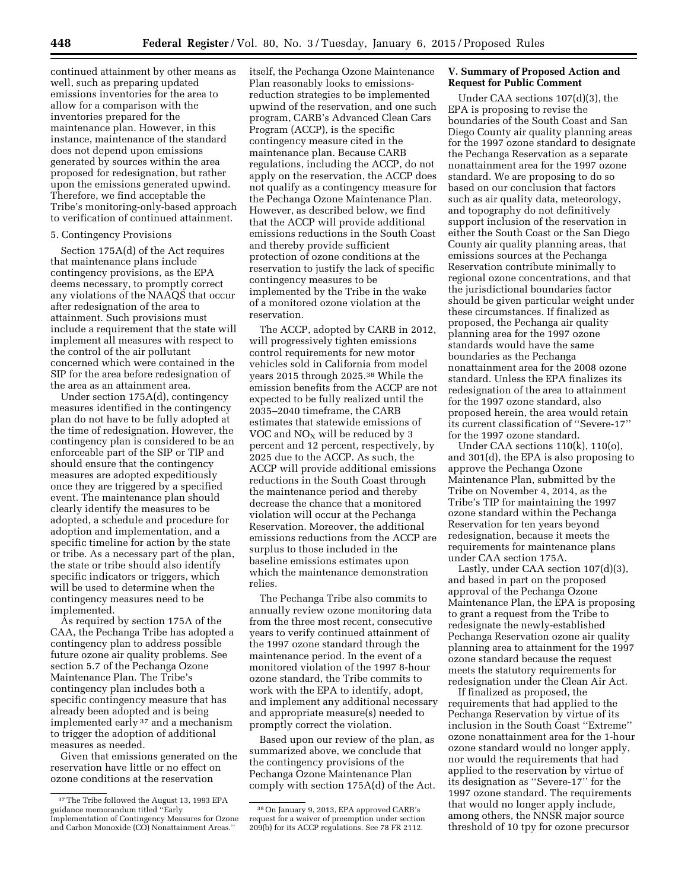continued attainment by other means as well, such as preparing updated emissions inventories for the area to allow for a comparison with the inventories prepared for the maintenance plan. However, in this instance, maintenance of the standard does not depend upon emissions generated by sources within the area proposed for redesignation, but rather upon the emissions generated upwind. Therefore, we find acceptable the Tribe's monitoring-only-based approach to verification of continued attainment.

5. Contingency Provisions

Section 175A(d) of the Act requires that maintenance plans include contingency provisions, as the EPA deems necessary, to promptly correct any violations of the NAAQS that occur after redesignation of the area to attainment. Such provisions must include a requirement that the state will implement all measures with respect to the control of the air pollutant concerned which were contained in the SIP for the area before redesignation of the area as an attainment area.

Under section 175A(d), contingency measures identified in the contingency plan do not have to be fully adopted at the time of redesignation. However, the contingency plan is considered to be an enforceable part of the SIP or TIP and should ensure that the contingency measures are adopted expeditiously once they are triggered by a specified event. The maintenance plan should clearly identify the measures to be adopted, a schedule and procedure for adoption and implementation, and a specific timeline for action by the state or tribe. As a necessary part of the plan, the state or tribe should also identify specific indicators or triggers, which will be used to determine when the contingency measures need to be implemented.

As required by section 175A of the CAA, the Pechanga Tribe has adopted a contingency plan to address possible future ozone air quality problems. See section 5.7 of the Pechanga Ozone Maintenance Plan. The Tribe's contingency plan includes both a specific contingency measure that has already been adopted and is being implemented early [37] and a mechanism to trigger the adoption of additional measures as needed.

Given that emissions generated on the reservation have little or no effect on ozone conditions at the reservation itself, the Pechanga Ozone Maintenance Plan reasonably looks to emissions-reduction strategies to be implemented upwind of the reservation, and one such program, CARB's Advanced Clean Cars Program (ACCP), is the specific contingency measure cited in the maintenance plan. Because CARB regulations, including the ACCP, do not apply on the reservation, the ACCP does not qualify as a contingency measure for the Pechanga Ozone Maintenance Plan. However, as described below, we find that the ACCP will provide additional emissions reductions in the South Coast and thereby provide sufficient protection of ozone conditions at the reservation to justify the lack of specific contingency measures to be implemented by the Tribe in the wake of a monitored ozone violation at the reservation.

The ACCP, adopted by CARB in 2012, will progressively tighten emissions control requirements for new motor vehicles sold in California from model years 2015 through 2025.[38] While the emission benefits from the ACCP are not expected to be fully realized until the 2035–2040 timeframe, the CARB estimates that statewide emissions of VOC and $NO_X$ will be reduced by 3 percent and 12 percent, respectively, by 2025 due to the ACCP. As such, the ACCP will provide additional emissions reductions in the South Coast through the maintenance period and thereby decrease the chance that a monitored violation will occur at the Pechanga Reservation. Moreover, the additional emissions reductions from the ACCP are surplus to those included in the baseline emissions estimates upon which the maintenance demonstration relies.

The Pechanga Tribe also commits to annually review ozone monitoring data from the three most recent, consecutive years to verify continued attainment of the 1997 ozone standard through the maintenance period. In the event of a monitored violation of the 1997 8-hour ozone standard, the Tribe commits to work with the EPA to identify, adopt, and implement any additional necessary and appropriate measure(s) needed to promptly correct the violation.

Based upon our review of the plan, as summarized above, we conclude that the contingency provisions of the Pechanga Ozone Maintenance Plan comply with section 175A(d) of the Act.

## V. Summary of Proposed Action and Request for Public Comment

Under CAA sections 107(d)(3), the EPA is proposing to revise the boundaries of the South Coast and San Diego County air quality planning areas for the 1997 ozone standard to designate the Pechanga Reservation as a separate nonattainment area for the 1997 ozone standard. We are proposing to do so based on our conclusion that factors such as air quality data, meteorology, and topography do not definitively support inclusion of the reservation in either the South Coast or the San Diego County air quality planning areas, that emissions sources at the Pechanga Reservation contribute minimally to regional ozone concentrations, and that the jurisdictional boundaries factor should be given particular weight under these circumstances. If finalized as proposed, the Pechanga air quality planning area for the 1997 ozone standards would have the same boundaries as the Pechanga nonattainment area for the 2008 ozone standard. Unless the EPA finalizes its redesignation of the area to attainment for the 1997 ozone standard, also proposed herein, the area would retain its current classification of ''Severe-17'' for the 1997 ozone standard.

Under CAA sections 110(k), 110(o), and 301(d), the EPA is also proposing to approve the Pechanga Ozone Maintenance Plan, submitted by the Tribe on November 4, 2014, as the Tribe's TIP for maintaining the 1997 ozone standard within the Pechanga Reservation for ten years beyond redesignation, because it meets the requirements for maintenance plans under CAA section 175A.

Lastly, under CAA section 107(d)(3), and based in part on the proposed approval of the Pechanga Ozone Maintenance Plan, the EPA is proposing to grant a request from the Tribe to redesignate the newly-established Pechanga Reservation ozone air quality planning area to attainment for the 1997 ozone standard because the request meets the statutory requirements for redesignation under the Clean Air Act.

If finalized as proposed, the requirements that had applied to the Pechanga Reservation by virtue of its inclusion in the South Coast ''Extreme'' ozone nonattainment area for the 1-hour ozone standard would no longer apply, nor would the requirements that had applied to the reservation by virtue of its designation as ''Severe-17'' for the 1997 ozone standard. The requirements that would no longer apply include, among others, the NNSR major source threshold of 10 tpy for ozone precursor

---

[37] The Tribe followed the August 13, 1993 EPA guidance memorandum titled ''Early Implementation of Contingency Measures for Ozone and Carbon Monoxide (CO) Nonattainment Areas.''

[38] On January 9, 2013, EPA approved CARB's request for a waiver of preemption under section 209(b) for its ACCP regulations. See 78 FR 2112.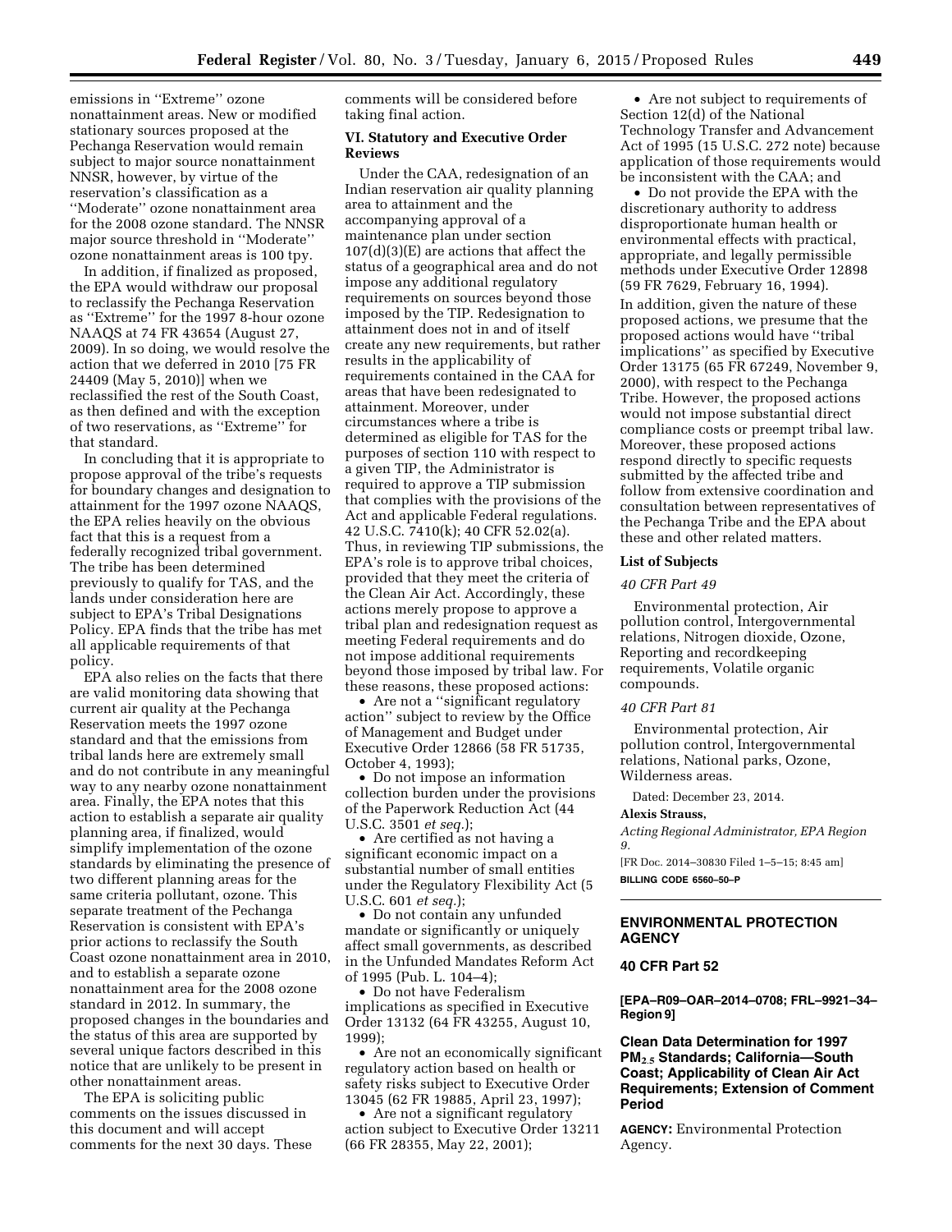emissions in "Extreme" ozone nonattainment areas. New or modified stationary sources proposed at the Pechanga Reservation would remain subject to major source nonattainment NNSR, however, by virtue of the reservation's classification as a "Moderate" ozone nonattainment area for the 2008 ozone standard. The NNSR major source threshold in "Moderate" ozone nonattainment areas is 100 tpy.

In addition, if finalized as proposed, the EPA would withdraw our proposal to reclassify the Pechanga Reservation as "Extreme" for the 1997 8-hour ozone NAAQS at 74 FR 43654 (August 27, 2009). In so doing, we would resolve the action that we deferred in 2010 [75 FR 24409 (May 5, 2010)] when we reclassified the rest of the South Coast, as then defined and with the exception of two reservations, as "Extreme" for that standard.

In concluding that it is appropriate to propose approval of the tribe's requests for boundary changes and designation to attainment for the 1997 ozone NAAQS, the EPA relies heavily on the obvious fact that this is a request from a federally recognized tribal government. The tribe has been determined previously to qualify for TAS, and the lands under consideration here are subject to EPA's Tribal Designations Policy. EPA finds that the tribe has met all applicable requirements of that policy.

EPA also relies on the facts that there are valid monitoring data showing that current air quality at the Pechanga Reservation meets the 1997 ozone standard and that the emissions from tribal lands here are extremely small and do not contribute in any meaningful way to any nearby ozone nonattainment area. Finally, the EPA notes that this action to establish a separate air quality planning area, if finalized, would simplify implementation of the ozone standards by eliminating the presence of two different planning areas for the same criteria pollutant, ozone. This separate treatment of the Pechanga Reservation is consistent with EPA's prior actions to reclassify the South Coast ozone nonattainment area in 2010, and to establish a separate ozone nonattainment area for the 2008 ozone standard in 2012. In summary, the proposed changes in the boundaries and the status of this area are supported by several unique factors described in this notice that are unlikely to be present in other nonattainment areas.

The EPA is soliciting public comments on the issues discussed in this document and will accept comments for the next 30 days. These comments will be considered before taking final action.

## VI. Statutory and Executive Order Reviews

Under the CAA, redesignation of an Indian reservation air quality planning area to attainment and the accompanying approval of a maintenance plan under section 107(d)(3)(E) are actions that affect the status of a geographical area and do not impose any additional regulatory requirements on sources beyond those imposed by the TIP. Redesignation to attainment does not in and of itself create any new requirements, but rather results in the applicability of requirements contained in the CAA for areas that have been redesignated to attainment. Moreover, under circumstances where a tribe is determined as eligible for TAS for the purposes of section 110 with respect to a given TIP, the Administrator is required to approve a TIP submission that complies with the provisions of the Act and applicable Federal regulations. 42 U.S.C. 7410(k); 40 CFR 52.02(a). Thus, in reviewing TIP submissions, the EPA's role is to approve tribal choices, provided that they meet the criteria of the Clean Air Act. Accordingly, these actions merely propose to approve a tribal plan and redesignation request as meeting Federal requirements and do not impose additional requirements beyond those imposed by tribal law. For these reasons, these proposed actions:

- Are not a "significant regulatory action" subject to review by the Office of Management and Budget under Executive Order 12866 (58 FR 51735, October 4, 1993);
- Do not impose an information collection burden under the provisions of the Paperwork Reduction Act (44 U.S.C. 3501 *et seq.*);
- Are certified as not having a significant economic impact on a substantial number of small entities under the Regulatory Flexibility Act (5 U.S.C. 601 *et seq.*);
- Do not contain any unfunded mandate or significantly or uniquely affect small governments, as described in the Unfunded Mandates Reform Act of 1995 (Pub. L. 104–4);
- Do not have Federalism implications as specified in Executive Order 13132 (64 FR 43255, August 10, 1999);
- Are not an economically significant regulatory action based on health or safety risks subject to Executive Order 13045 (62 FR 19885, April 23, 1997);
- Are not a significant regulatory action subject to Executive Order 13211 (66 FR 28355, May 22, 2001);
- Are not subject to requirements of Section 12(d) of the National Technology Transfer and Advancement Act of 1995 (15 U.S.C. 272 note) because application of those requirements would be inconsistent with the CAA; and
- Do not provide the EPA with the discretionary authority to address disproportionate human health or environmental effects with practical, appropriate, and legally permissible methods under Executive Order 12898 (59 FR 7629, February 16, 1994).

In addition, given the nature of these proposed actions, we presume that the proposed actions would have "tribal implications" as specified by Executive Order 13175 (65 FR 67249, November 9, 2000), with respect to the Pechanga Tribe. However, the proposed actions would not impose substantial direct compliance costs or preempt tribal law. Moreover, these proposed actions respond directly to specific requests submitted by the affected tribe and follow from extensive coordination and consultation between representatives of the Pechanga Tribe and the EPA about these and other related matters.

### List of Subjects

*40 CFR Part 49*

Environmental protection, Air pollution control, Intergovernmental relations, Nitrogen dioxide, Ozone, Reporting and recordkeeping requirements, Volatile organic compounds.

*40 CFR Part 81*

Environmental protection, Air pollution control, Intergovernmental relations, National parks, Ozone, Wilderness areas.

Dated: December 23, 2014.

**Alexis Strauss,**

*Acting Regional Administrator, EPA Region 9.*

[FR Doc. 2014–30830 Filed 1–5–15; 8:45 am]

**BILLING CODE 6560–50–P**

---

## ENVIRONMENTAL PROTECTION AGENCY

## 40 CFR Part 52

**[EPA–R09–OAR–2014–0708; FRL–9921–34–Region 9]**

## Clean Data Determination for 1997 $PM_{2.5}$ Standards; California—South Coast; Applicability of Clean Air Act Requirements; Extension of Comment Period

**AGENCY:** Environmental Protection Agency.